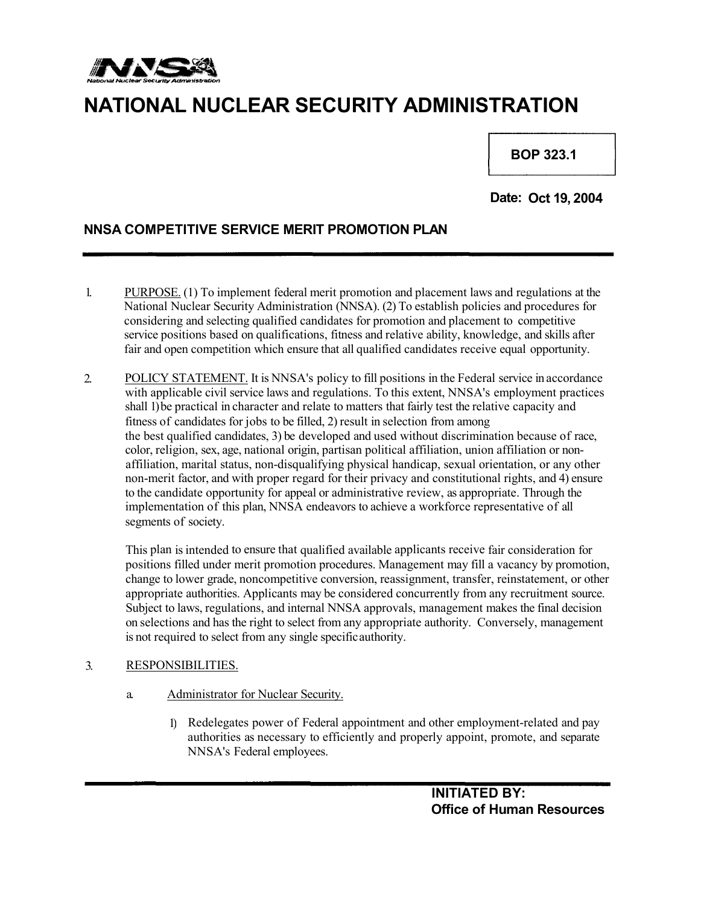# NATIONAL NUCLEAR SECURITY ADMINISTRATION

**BOP 323.1**

**Date: Oct 19, 2004**

## NNSA COMPETITIVE SERVICE MERIT PROMOTION PLAN

1. PURPOSE. (1) To implement federal merit promotion and placement laws and regulations at the National Nuclear Security Administration (NNSA). (2) To establish policies and procedures for considering and selecting qualified candidates for promotion and placement to competitive service positions based on qualifications, fitness and relative ability, knowledge, and skills after fair and open competition which ensure that all qualified candidates receive equal opportunity.

2. POLICY STATEMENT. It is NNSA's policy to fill positions in the Federal service in accordance with applicable civil service laws and regulations. To this extent, NNSA's employment practices shall 1) be practical in character and relate to matters that fairly test the relative capacity and fitness of candidates for jobs to be filled, 2) result in selection from among the best qualified candidates, 3) be developed and used without discrimination because of race, color, religion, sex, age, national origin, partisan political affiliation, union affiliation or non-affiliation, marital status, non-disqualifying physical handicap, sexual orientation, or any other non-merit factor, and with proper regard for their privacy and constitutional rights, and 4) ensure to the candidate opportunity for appeal or administrative review, as appropriate. Through the implementation of this plan, NNSA endeavors to achieve a workforce representative of all segments of society.

   This plan is intended to ensure that qualified available applicants receive fair consideration for positions filled under merit promotion procedures. Management may fill a vacancy by promotion, change to lower grade, noncompetitive conversion, reassignment, transfer, reinstatement, or other appropriate authorities. Applicants may be considered concurrently from any recruitment source. Subject to laws, regulations, and internal NNSA approvals, management makes the final decision on selections and has the right to select from any appropriate authority. Conversely, management is not required to select from any single specific authority.

3. RESPONSIBILITIES.

   a. Administrator for Nuclear Security.

      1) Redelegates power of Federal appointment and other employment-related and pay authorities as necessary to efficiently and properly appoint, promote, and separate NNSA's Federal employees.

**INITIATED BY:**
**Office of Human Resources**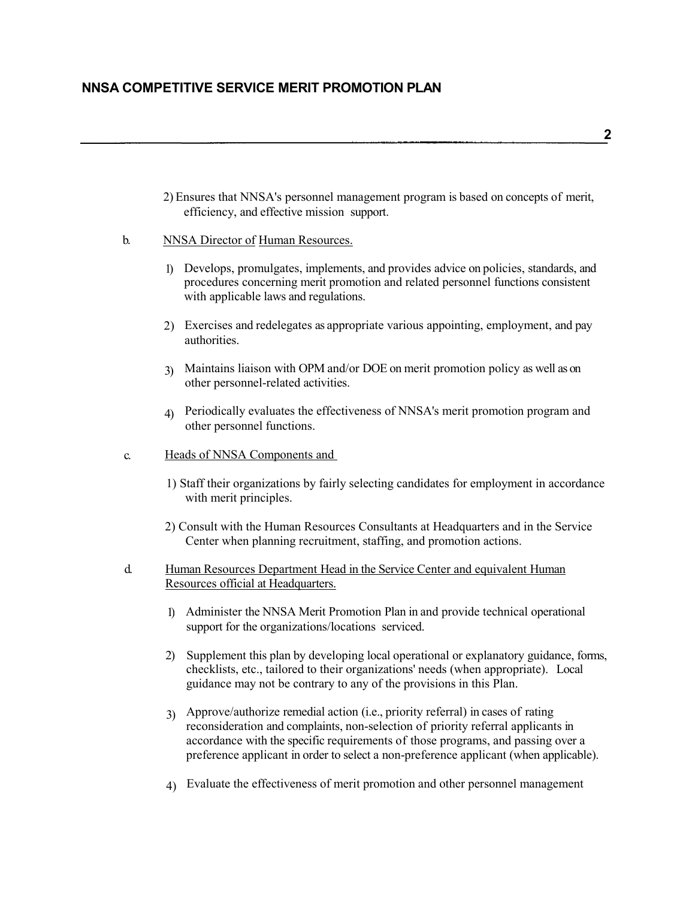2) Ensures that NNSA's personnel management program is based on concepts of merit, efficiency, and effective mission support.

b. <u>NNSA Director of Human Resources.</u>

1) Develops, promulgates, implements, and provides advice on policies, standards, and procedures concerning merit promotion and related personnel functions consistent with applicable laws and regulations.

2) Exercises and redelegates as appropriate various appointing, employment, and pay authorities.

3) Maintains liaison with OPM and/or DOE on merit promotion policy as well as on other personnel-related activities.

4) Periodically evaluates the effectiveness of NNSA's merit promotion program and other personnel functions.

c. <u>Heads of NNSA Components and</u>

1) Staff their organizations by fairly selecting candidates for employment in accordance with merit principles.

2) Consult with the Human Resources Consultants at Headquarters and in the Service Center when planning recruitment, staffing, and promotion actions.

d. <u>Human Resources Department Head in the Service Center and equivalent Human Resources official at Headquarters.</u>

1) Administer the NNSA Merit Promotion Plan in and provide technical operational support for the organizations/locations serviced.

2) Supplement this plan by developing local operational or explanatory guidance, forms, checklists, etc., tailored to their organizations' needs (when appropriate). Local guidance may not be contrary to any of the provisions in this Plan.

3) Approve/authorize remedial action (i.e., priority referral) in cases of rating reconsideration and complaints, non-selection of priority referral applicants in accordance with the specific requirements of those programs, and passing over a preference applicant in order to select a non-preference applicant (when applicable).

4) Evaluate the effectiveness of merit promotion and other personnel management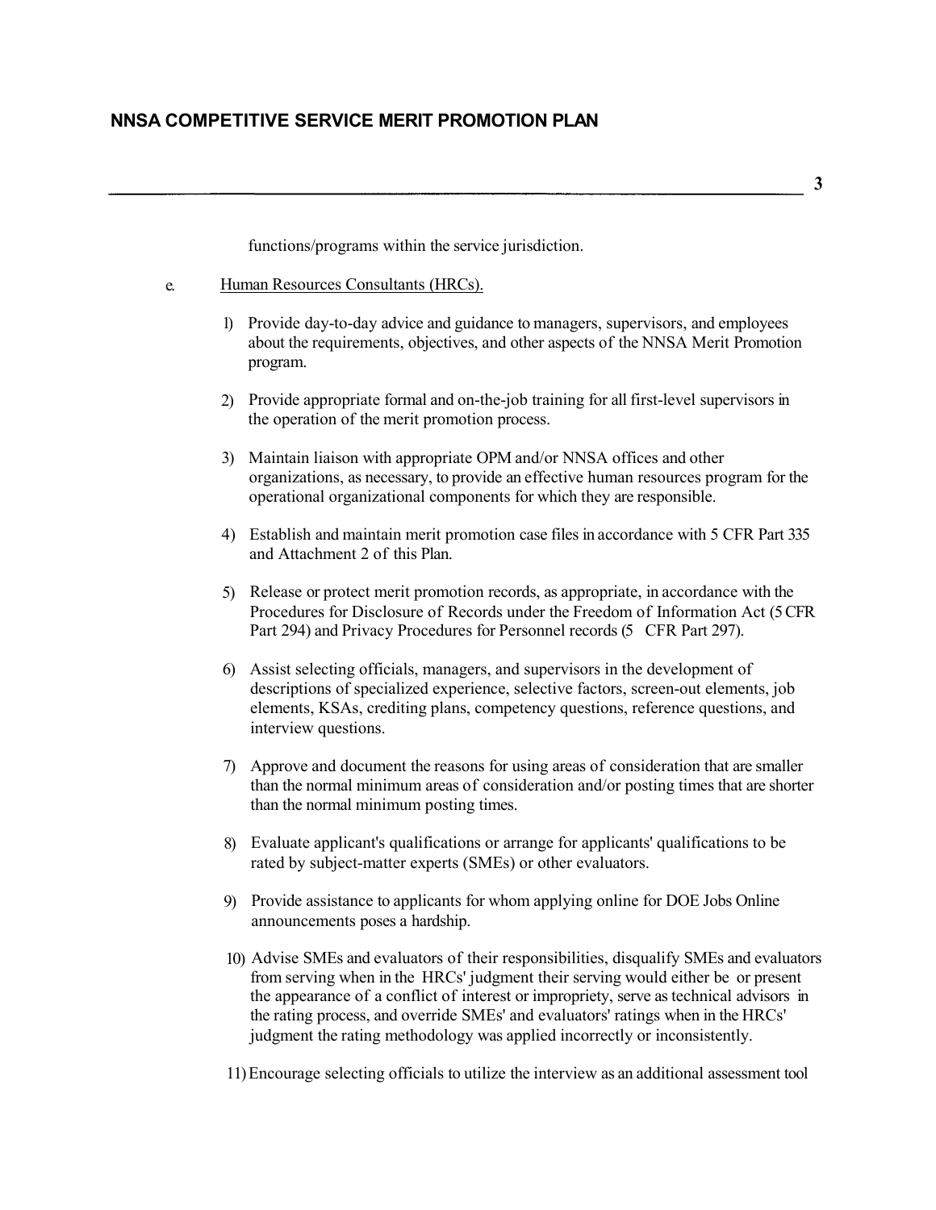functions/programs within the service jurisdiction.

e. Human Resources Consultants (HRCs).

1) Provide day-to-day advice and guidance to managers, supervisors, and employees about the requirements, objectives, and other aspects of the NNSA Merit Promotion program.

2) Provide appropriate formal and on-the-job training for all first-level supervisors in the operation of the merit promotion process.

3) Maintain liaison with appropriate OPM and/or NNSA offices and other organizations, as necessary, to provide an effective human resources program for the operational organizational components for which they are responsible.

4) Establish and maintain merit promotion case files in accordance with 5 CFR Part 335 and Attachment 2 of this Plan.

5) Release or protect merit promotion records, as appropriate, in accordance with the Procedures for Disclosure of Records under the Freedom of Information Act (5 CFR Part 294) and Privacy Procedures for Personnel records (5 CFR Part 297).

6) Assist selecting officials, managers, and supervisors in the development of descriptions of specialized experience, selective factors, screen-out elements, job elements, KSAs, crediting plans, competency questions, reference questions, and interview questions.

7) Approve and document the reasons for using areas of consideration that are smaller than the normal minimum areas of consideration and/or posting times that are shorter than the normal minimum posting times.

8) Evaluate applicant's qualifications or arrange for applicants' qualifications to be rated by subject-matter experts (SMEs) or other evaluators.

9) Provide assistance to applicants for whom applying online for DOE Jobs Online announcements poses a hardship.

10) Advise SMEs and evaluators of their responsibilities, disqualify SMEs and evaluators from serving when in the HRCs' judgment their serving would either be or present the appearance of a conflict of interest or impropriety, serve as technical advisors in the rating process, and override SMEs' and evaluators' ratings when in the HRCs' judgment the rating methodology was applied incorrectly or inconsistently.

11) Encourage selecting officials to utilize the interview as an additional assessment tool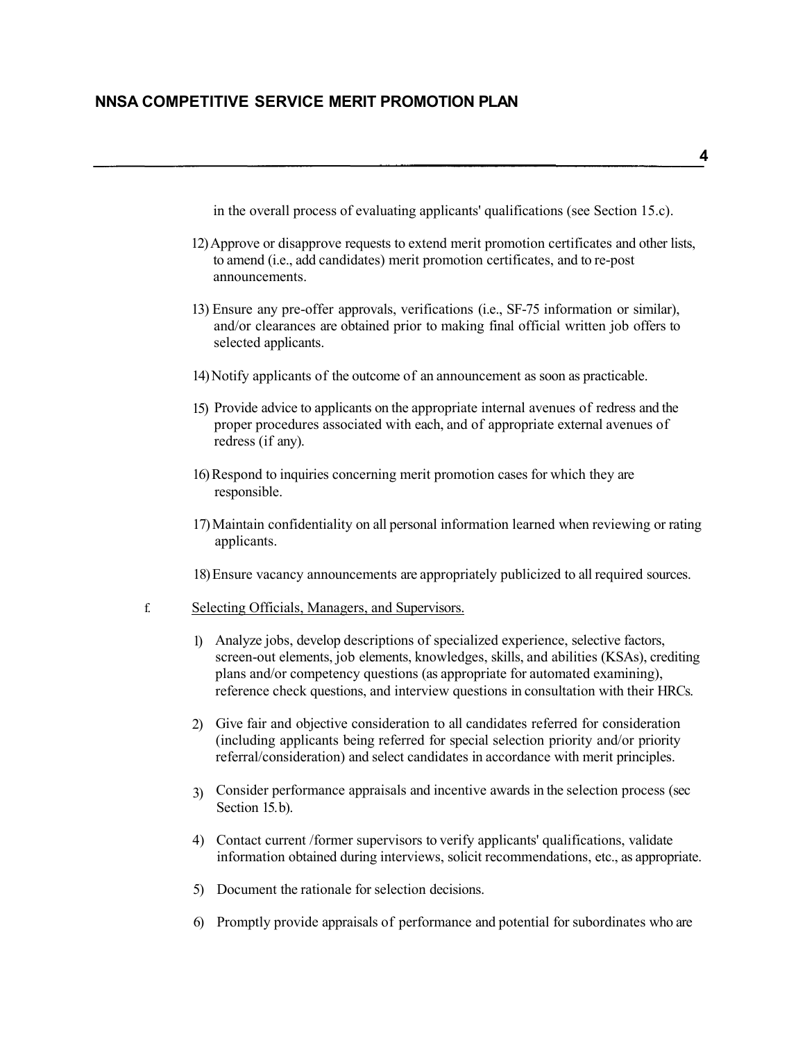in the overall process of evaluating applicants' qualifications (see Section 15.c).

12) Approve or disapprove requests to extend merit promotion certificates and other lists, to amend (i.e., add candidates) merit promotion certificates, and to re-post announcements.

13) Ensure any pre-offer approvals, verifications (i.e., SF-75 information or similar), and/or clearances are obtained prior to making final official written job offers to selected applicants.

14) Notify applicants of the outcome of an announcement as soon as practicable.

15) Provide advice to applicants on the appropriate internal avenues of redress and the proper procedures associated with each, and of appropriate external avenues of redress (if any).

16) Respond to inquiries concerning merit promotion cases for which they are responsible.

17) Maintain confidentiality on all personal information learned when reviewing or rating applicants.

18) Ensure vacancy announcements are appropriately publicized to all required sources.

f. Selecting Officials, Managers, and Supervisors.

1) Analyze jobs, develop descriptions of specialized experience, selective factors, screen-out elements, job elements, knowledges, skills, and abilities (KSAs), crediting plans and/or competency questions (as appropriate for automated examining), reference check questions, and interview questions in consultation with their HRCs.

2) Give fair and objective consideration to all candidates referred for consideration (including applicants being referred for special selection priority and/or priority referral/consideration) and select candidates in accordance with merit principles.

3) Consider performance appraisals and incentive awards in the selection process (sec Section 15.b).

4) Contact current /former supervisors to verify applicants' qualifications, validate information obtained during interviews, solicit recommendations, etc., as appropriate.

5) Document the rationale for selection decisions.

6) Promptly provide appraisals of performance and potential for subordinates who are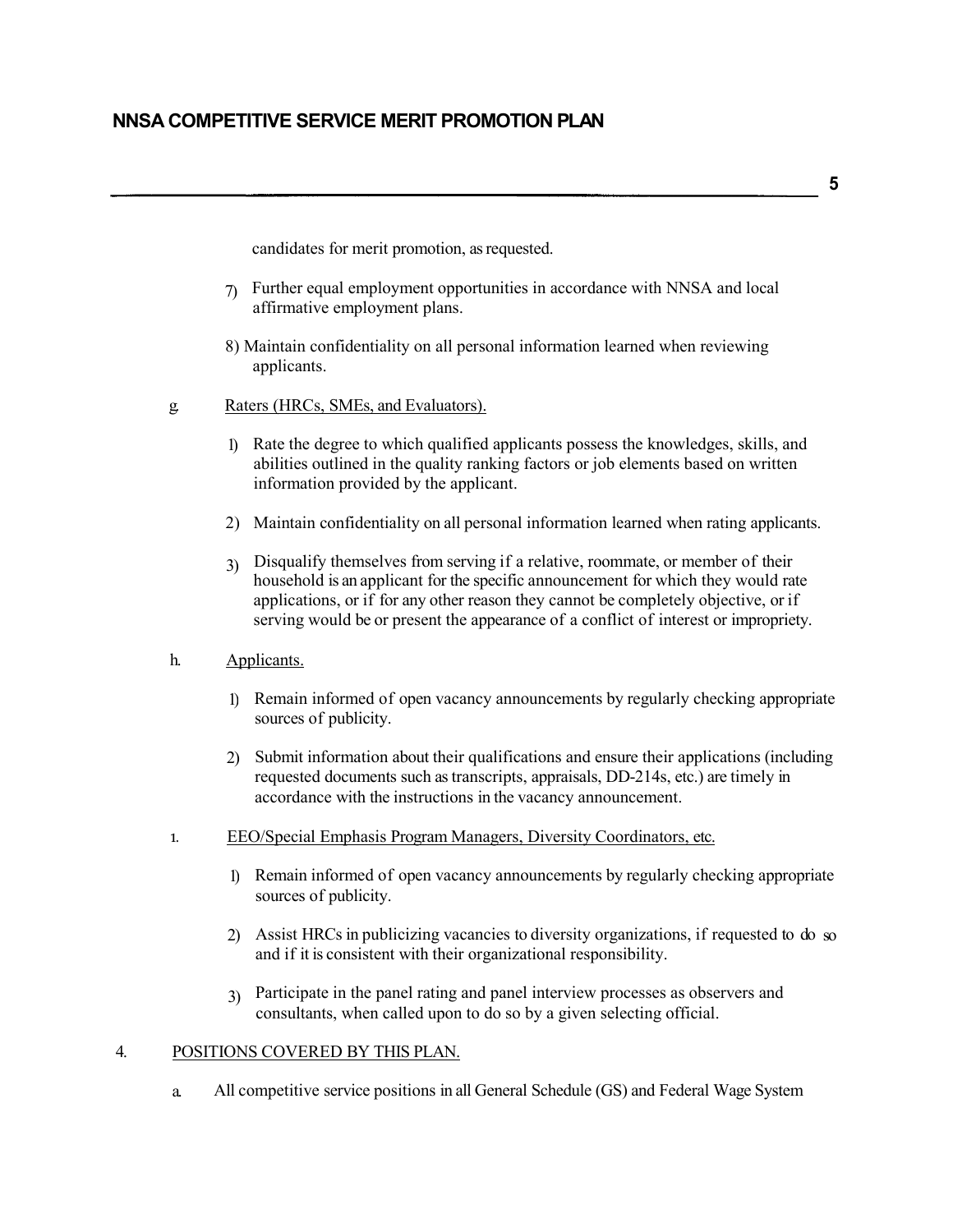candidates for merit promotion, as requested.

7) Further equal employment opportunities in accordance with NNSA and local affirmative employment plans.

8) Maintain confidentiality on all personal information learned when reviewing applicants.

g. Raters (HRCs, SMEs, and Evaluators).

1) Rate the degree to which qualified applicants possess the knowledges, skills, and abilities outlined in the quality ranking factors or job elements based on written information provided by the applicant.

2) Maintain confidentiality on all personal information learned when rating applicants.

3) Disqualify themselves from serving if a relative, roommate, or member of their household is an applicant for the specific announcement for which they would rate applications, or if for any other reason they cannot be completely objective, or if serving would be or present the appearance of a conflict of interest or impropriety.

h. Applicants.

1) Remain informed of open vacancy announcements by regularly checking appropriate sources of publicity.

2) Submit information about their qualifications and ensure their applications (including requested documents such as transcripts, appraisals, DD-214s, etc.) are timely in accordance with the instructions in the vacancy announcement.

i. EEO/Special Emphasis Program Managers, Diversity Coordinators, etc.

1) Remain informed of open vacancy announcements by regularly checking appropriate sources of publicity.

2) Assist HRCs in publicizing vacancies to diversity organizations, if requested to do so and if it is consistent with their organizational responsibility.

3) Participate in the panel rating and panel interview processes as observers and consultants, when called upon to do so by a given selecting official.

4. POSITIONS COVERED BY THIS PLAN.

a. All competitive service positions in all General Schedule (GS) and Federal Wage System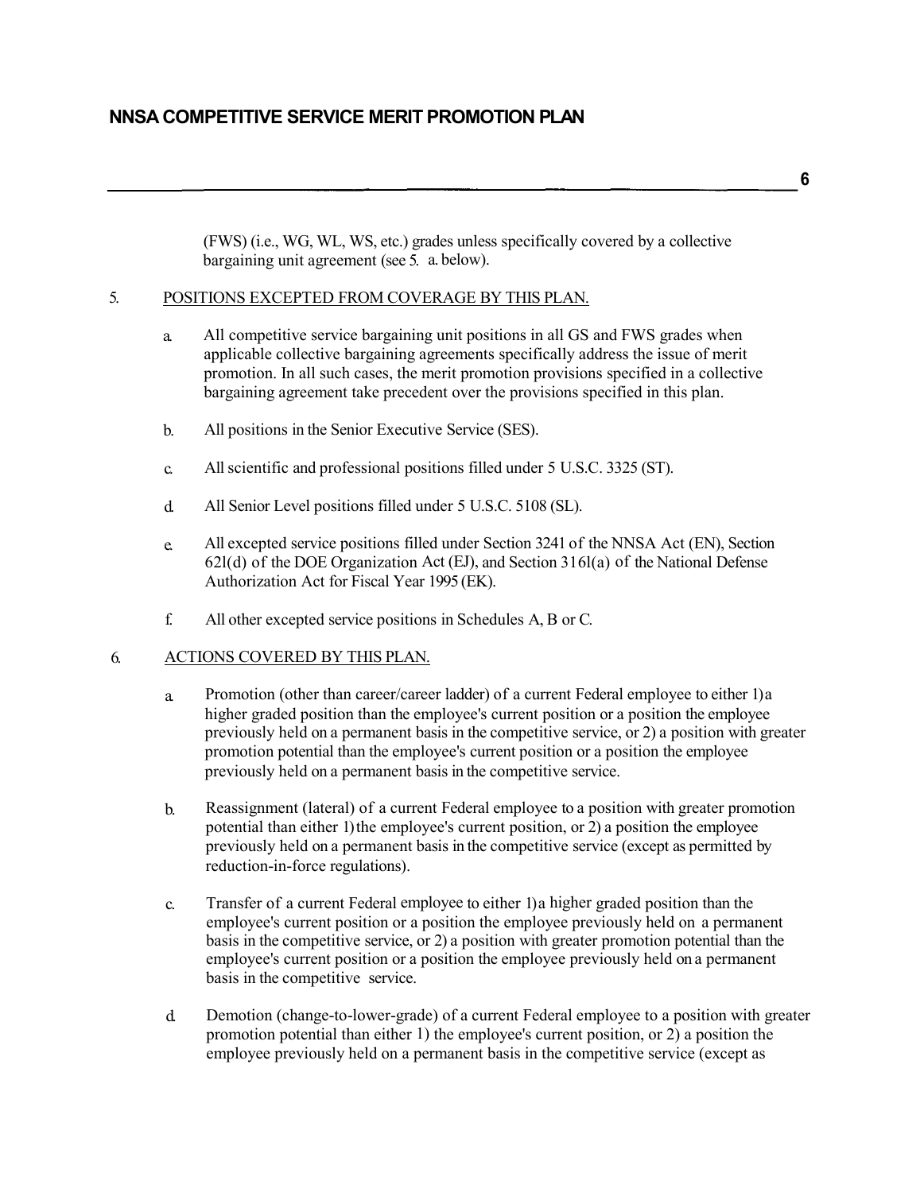(FWS) (i.e., WG, WL, WS, etc.) grades unless specifically covered by a collective bargaining unit agreement (see 5. a. below).

5. POSITIONS EXCEPTED FROM COVERAGE BY THIS PLAN.

   a. All competitive service bargaining unit positions in all GS and FWS grades when applicable collective bargaining agreements specifically address the issue of merit promotion. In all such cases, the merit promotion provisions specified in a collective bargaining agreement take precedent over the provisions specified in this plan.

   b. All positions in the Senior Executive Service (SES).

   c. All scientific and professional positions filled under 5 U.S.C. 3325 (ST).

   d. All Senior Level positions filled under 5 U.S.C. 5108 (SL).

   e. All excepted service positions filled under Section 3241 of the NNSA Act (EN), Section 621(d) of the DOE Organization Act (EJ), and Section 3161(a) of the National Defense Authorization Act for Fiscal Year 1995 (EK).

   f. All other excepted service positions in Schedules A, B or C.

6. ACTIONS COVERED BY THIS PLAN.

   a. Promotion (other than career/career ladder) of a current Federal employee to either 1) a higher graded position than the employee's current position or a position the employee previously held on a permanent basis in the competitive service, or 2) a position with greater promotion potential than the employee's current position or a position the employee previously held on a permanent basis in the competitive service.

   b. Reassignment (lateral) of a current Federal employee to a position with greater promotion potential than either 1) the employee's current position, or 2) a position the employee previously held on a permanent basis in the competitive service (except as permitted by reduction-in-force regulations).

   c. Transfer of a current Federal employee to either 1) a higher graded position than the employee's current position or a position the employee previously held on a permanent basis in the competitive service, or 2) a position with greater promotion potential than the employee's current position or a position the employee previously held on a permanent basis in the competitive service.

   d. Demotion (change-to-lower-grade) of a current Federal employee to a position with greater promotion potential than either 1) the employee's current position, or 2) a position the employee previously held on a permanent basis in the competitive service (except as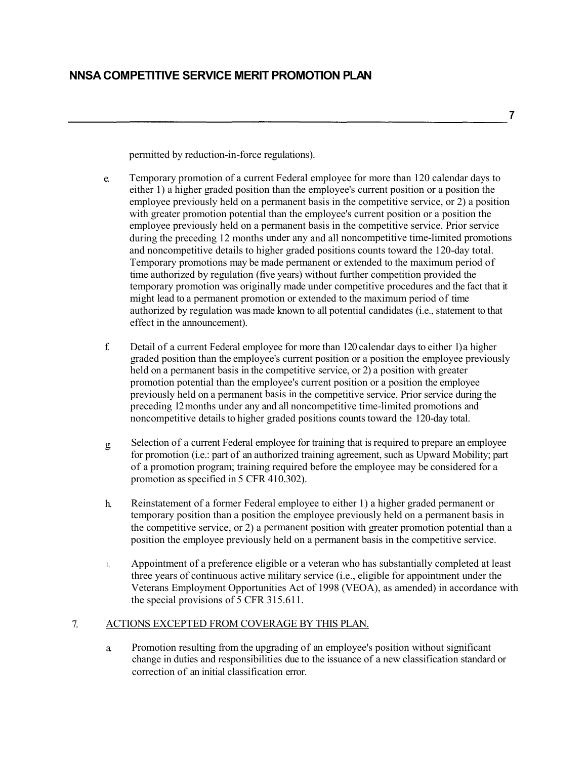permitted by reduction-in-force regulations).

e. Temporary promotion of a current Federal employee for more than 120 calendar days to either 1) a higher graded position than the employee's current position or a position the employee previously held on a permanent basis in the competitive service, or 2) a position with greater promotion potential than the employee's current position or a position the employee previously held on a permanent basis in the competitive service. Prior service during the preceding 12 months under any and all noncompetitive time-limited promotions and noncompetitive details to higher graded positions counts toward the 120-day total. Temporary promotions may be made permanent or extended to the maximum period of time authorized by regulation (five years) without further competition provided the temporary promotion was originally made under competitive procedures and the fact that it might lead to a permanent promotion or extended to the maximum period of time authorized by regulation was made known to all potential candidates (i.e., statement to that effect in the announcement).

f. Detail of a current Federal employee for more than 120 calendar days to either 1) a higher graded position than the employee's current position or a position the employee previously held on a permanent basis in the competitive service, or 2) a position with greater promotion potential than the employee's current position or a position the employee previously held on a permanent basis in the competitive service. Prior service during the preceding 12 months under any and all noncompetitive time-limited promotions and noncompetitive details to higher graded positions counts toward the 120-day total.

g. Selection of a current Federal employee for training that is required to prepare an employee for promotion (i.e.: part of an authorized training agreement, such as Upward Mobility; part of a promotion program; training required before the employee may be considered for a promotion as specified in 5 CFR 410.302).

h. Reinstatement of a former Federal employee to either 1) a higher graded permanent or temporary position than a position the employee previously held on a permanent basis in the competitive service, or 2) a permanent position with greater promotion potential than a position the employee previously held on a permanent basis in the competitive service.

i. Appointment of a preference eligible or a veteran who has substantially completed at least three years of continuous active military service (i.e., eligible for appointment under the Veterans Employment Opportunities Act of 1998 (VEOA), as amended) in accordance with the special provisions of 5 CFR 315.611.

7. ACTIONS EXCEPTED FROM COVERAGE BY THIS PLAN.

a. Promotion resulting from the upgrading of an employee's position without significant change in duties and responsibilities due to the issuance of a new classification standard or correction of an initial classification error.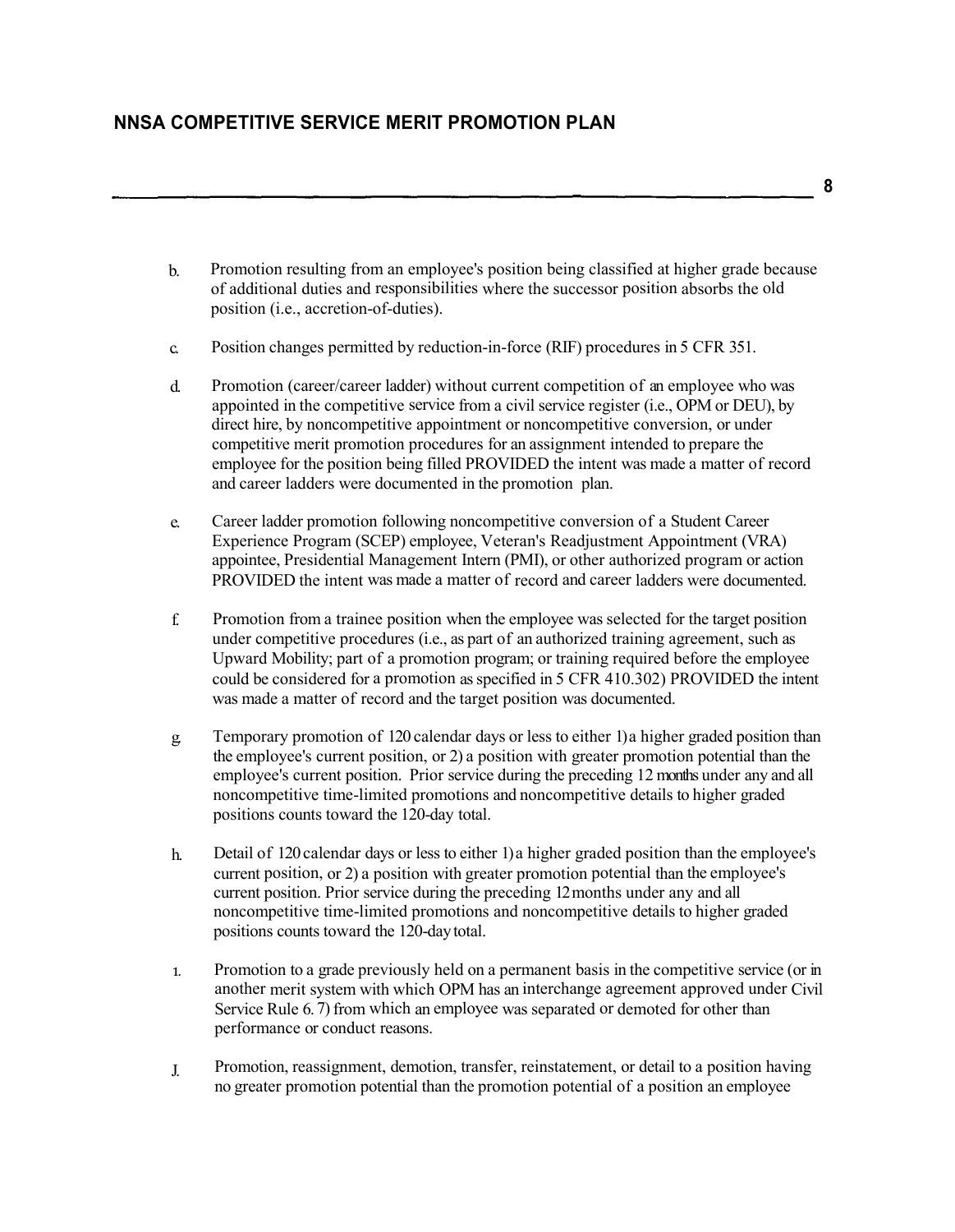b. Promotion resulting from an employee's position being classified at higher grade because of additional duties and responsibilities where the successor position absorbs the old position (i.e., accretion-of-duties).

c. Position changes permitted by reduction-in-force (RIF) procedures in 5 CFR 351.

d. Promotion (career/career ladder) without current competition of an employee who was appointed in the competitive service from a civil service register (i.e., OPM or DEU), by direct hire, by noncompetitive appointment or noncompetitive conversion, or under competitive merit promotion procedures for an assignment intended to prepare the employee for the position being filled PROVIDED the intent was made a matter of record and career ladders were documented in the promotion plan.

e. Career ladder promotion following noncompetitive conversion of a Student Career Experience Program (SCEP) employee, Veteran's Readjustment Appointment (VRA) appointee, Presidential Management Intern (PMI), or other authorized program or action PROVIDED the intent was made a matter of record and career ladders were documented.

f. Promotion from a trainee position when the employee was selected for the target position under competitive procedures (i.e., as part of an authorized training agreement, such as Upward Mobility; part of a promotion program; or training required before the employee could be considered for a promotion as specified in 5 CFR 410.302) PROVIDED the intent was made a matter of record and the target position was documented.

g. Temporary promotion of 120 calendar days or less to either 1) a higher graded position than the employee's current position, or 2) a position with greater promotion potential than the employee's current position. Prior service during the preceding 12 months under any and all noncompetitive time-limited promotions and noncompetitive details to higher graded positions counts toward the 120-day total.

h. Detail of 120 calendar days or less to either 1) a higher graded position than the employee's current position, or 2) a position with greater promotion potential than the employee's current position. Prior service during the preceding 12 months under any and all noncompetitive time-limited promotions and noncompetitive details to higher graded positions counts toward the 120-day total.

i. Promotion to a grade previously held on a permanent basis in the competitive service (or in another merit system with which OPM has an interchange agreement approved under Civil Service Rule 6.7) from which an employee was separated or demoted for other than performance or conduct reasons.

j. Promotion, reassignment, demotion, transfer, reinstatement, or detail to a position having no greater promotion potential than the promotion potential of a position an employee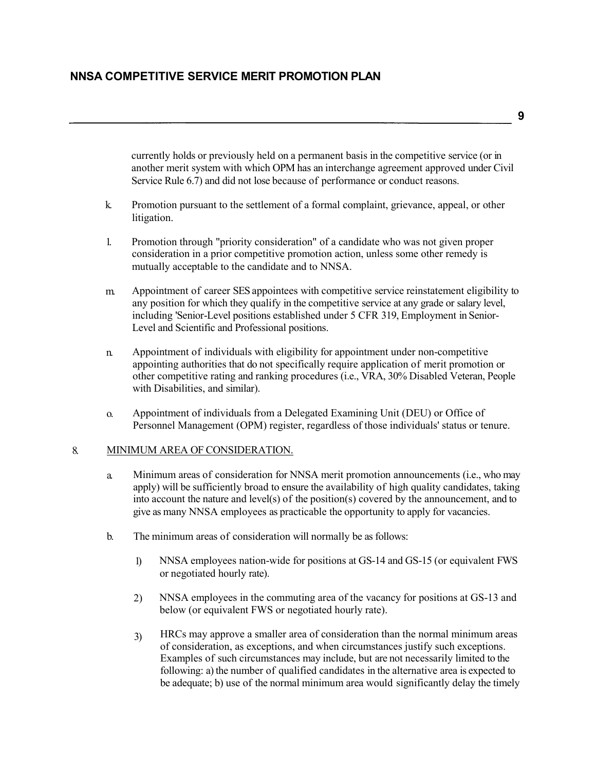currently holds or previously held on a permanent basis in the competitive service (or in another merit system with which OPM has an interchange agreement approved under Civil Service Rule 6.7) and did not lose because of performance or conduct reasons.

k. Promotion pursuant to the settlement of a formal complaint, grievance, appeal, or other litigation.

l. Promotion through "priority consideration" of a candidate who was not given proper consideration in a prior competitive promotion action, unless some other remedy is mutually acceptable to the candidate and to NNSA.

m. Appointment of career SES appointees with competitive service reinstatement eligibility to any position for which they qualify in the competitive service at any grade or salary level, including 'Senior-Level positions established under 5 CFR 319, Employment in Senior-Level and Scientific and Professional positions.

n. Appointment of individuals with eligibility for appointment under non-competitive appointing authorities that do not specifically require application of merit promotion or other competitive rating and ranking procedures (i.e., VRA, 30% Disabled Veteran, People with Disabilities, and similar).

o. Appointment of individuals from a Delegated Examining Unit (DEU) or Office of Personnel Management (OPM) register, regardless of those individuals' status or tenure.

8. MINIMUM AREA OF CONSIDERATION.

a. Minimum areas of consideration for NNSA merit promotion announcements (i.e., who may apply) will be sufficiently broad to ensure the availability of high quality candidates, taking into account the nature and level(s) of the position(s) covered by the announcement, and to give as many NNSA employees as practicable the opportunity to apply for vacancies.

b. The minimum areas of consideration will normally be as follows:

1) NNSA employees nation-wide for positions at GS-14 and GS-15 (or equivalent FWS or negotiated hourly rate).

2) NNSA employees in the commuting area of the vacancy for positions at GS-13 and below (or equivalent FWS or negotiated hourly rate).

3) HRCs may approve a smaller area of consideration than the normal minimum areas of consideration, as exceptions, and when circumstances justify such exceptions. Examples of such circumstances may include, but are not necessarily limited to the following: a) the number of qualified candidates in the alternative area is expected to be adequate; b) use of the normal minimum area would significantly delay the timely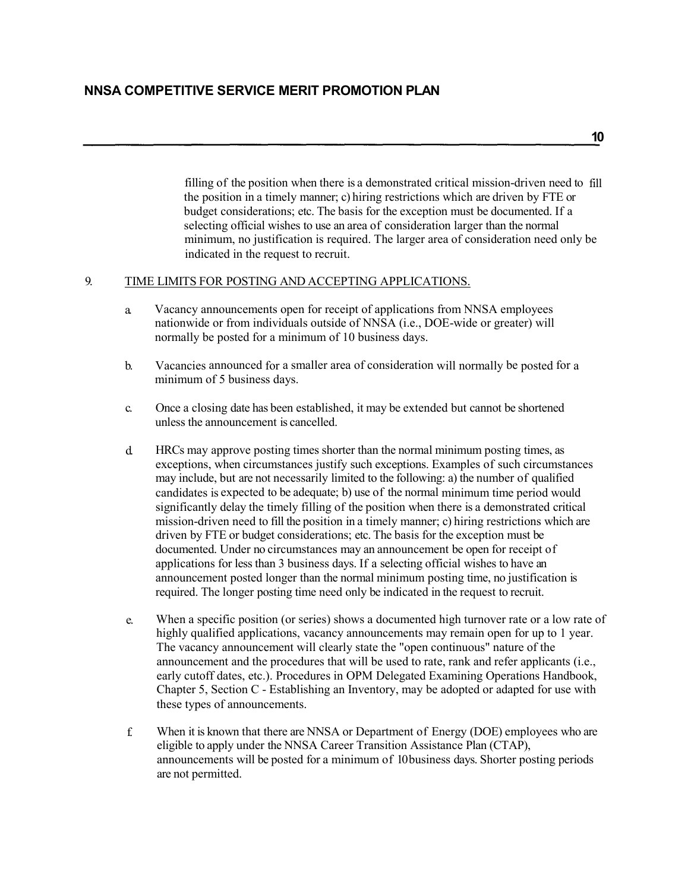filling of the position when there is a demonstrated critical mission-driven need to fill the position in a timely manner; c) hiring restrictions which are driven by FTE or budget considerations; etc. The basis for the exception must be documented. If a selecting official wishes to use an area of consideration larger than the normal minimum, no justification is required. The larger area of consideration need only be indicated in the request to recruit.

9. TIME LIMITS FOR POSTING AND ACCEPTING APPLICATIONS.

a. Vacancy announcements open for receipt of applications from NNSA employees nationwide or from individuals outside of NNSA (i.e., DOE-wide or greater) will normally be posted for a minimum of 10 business days.

b. Vacancies announced for a smaller area of consideration will normally be posted for a minimum of 5 business days.

c. Once a closing date has been established, it may be extended but cannot be shortened unless the announcement is cancelled.

d. HRCs may approve posting times shorter than the normal minimum posting times, as exceptions, when circumstances justify such exceptions. Examples of such circumstances may include, but are not necessarily limited to the following: a) the number of qualified candidates is expected to be adequate; b) use of the normal minimum time period would significantly delay the timely filling of the position when there is a demonstrated critical mission-driven need to fill the position in a timely manner; c) hiring restrictions which are driven by FTE or budget considerations; etc. The basis for the exception must be documented. Under no circumstances may an announcement be open for receipt of applications for less than 3 business days. If a selecting official wishes to have an announcement posted longer than the normal minimum posting time, no justification is required. The longer posting time need only be indicated in the request to recruit.

e. When a specific position (or series) shows a documented high turnover rate or a low rate of highly qualified applications, vacancy announcements may remain open for up to 1 year. The vacancy announcement will clearly state the "open continuous" nature of the announcement and the procedures that will be used to rate, rank and refer applicants (i.e., early cutoff dates, etc.). Procedures in OPM Delegated Examining Operations Handbook, Chapter 5, Section C - Establishing an Inventory, may be adopted or adapted for use with these types of announcements.

f. When it is known that there are NNSA or Department of Energy (DOE) employees who are eligible to apply under the NNSA Career Transition Assistance Plan (CTAP), announcements will be posted for a minimum of 10 business days. Shorter posting periods are not permitted.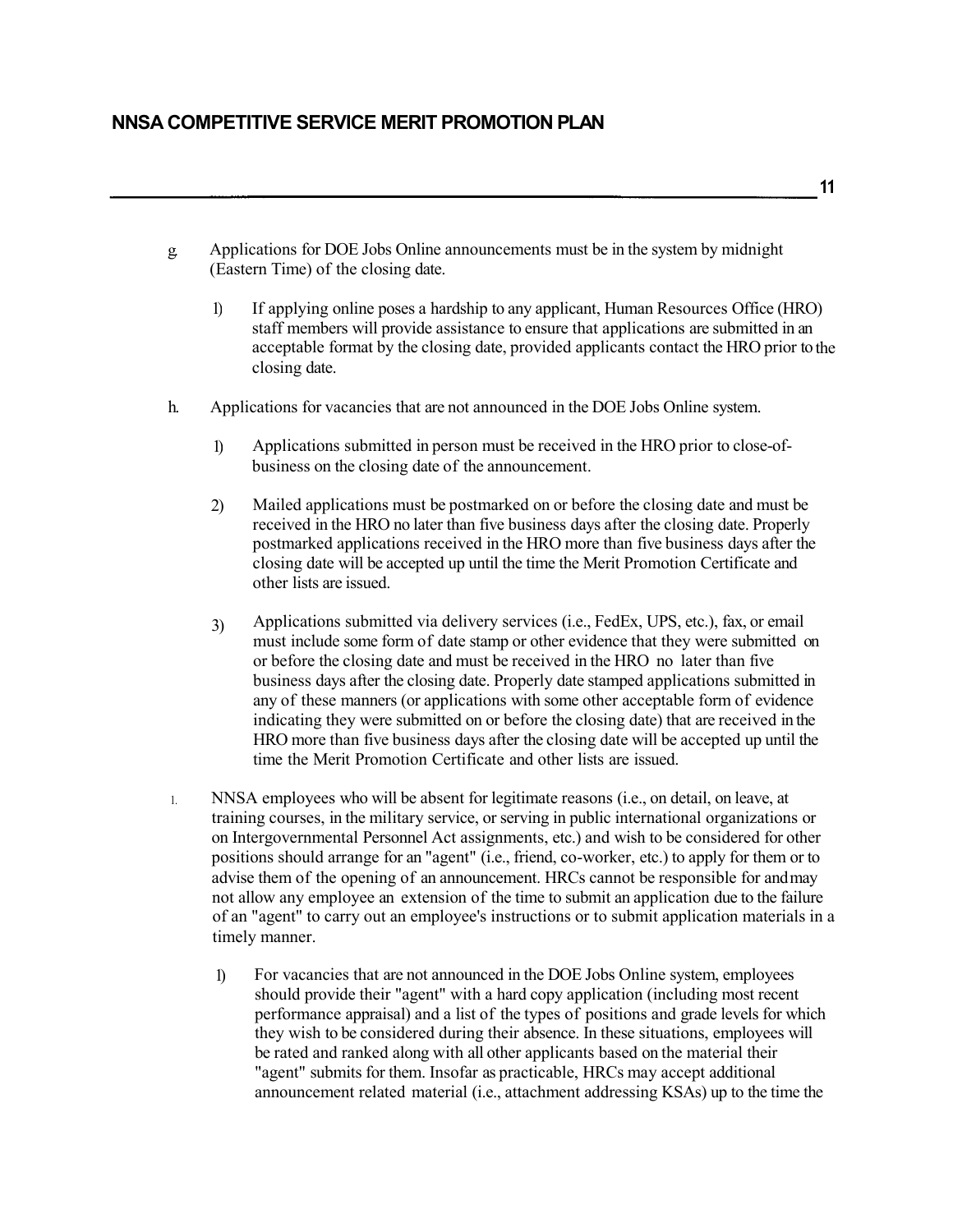g. Applications for DOE Jobs Online announcements must be in the system by midnight (Eastern Time) of the closing date.

   1) If applying online poses a hardship to any applicant, Human Resources Office (HRO) staff members will provide assistance to ensure that applications are submitted in an acceptable format by the closing date, provided applicants contact the HRO prior to the closing date.

h. Applications for vacancies that are not announced in the DOE Jobs Online system.

   1) Applications submitted in person must be received in the HRO prior to close-of-business on the closing date of the announcement.

   2) Mailed applications must be postmarked on or before the closing date and must be received in the HRO no later than five business days after the closing date. Properly postmarked applications received in the HRO more than five business days after the closing date will be accepted up until the time the Merit Promotion Certificate and other lists are issued.

   3) Applications submitted via delivery services (i.e., FedEx, UPS, etc.), fax, or email must include some form of date stamp or other evidence that they were submitted on or before the closing date and must be received in the HRO no later than five business days after the closing date. Properly date stamped applications submitted in any of these manners (or applications with some other acceptable form of evidence indicating they were submitted on or before the closing date) that are received in the HRO more than five business days after the closing date will be accepted up until the time the Merit Promotion Certificate and other lists are issued.

i. NNSA employees who will be absent for legitimate reasons (i.e., on detail, on leave, at training courses, in the military service, or serving in public international organizations or on Intergovernmental Personnel Act assignments, etc.) and wish to be considered for other positions should arrange for an "agent" (i.e., friend, co-worker, etc.) to apply for them or to advise them of the opening of an announcement. HRCs cannot be responsible for and may not allow any employee an extension of the time to submit an application due to the failure of an "agent" to carry out an employee's instructions or to submit application materials in a timely manner.

   1) For vacancies that are not announced in the DOE Jobs Online system, employees should provide their "agent" with a hard copy application (including most recent performance appraisal) and a list of the types of positions and grade levels for which they wish to be considered during their absence. In these situations, employees will be rated and ranked along with all other applicants based on the material their "agent" submits for them. Insofar as practicable, HRCs may accept additional announcement related material (i.e., attachment addressing KSAs) up to the time the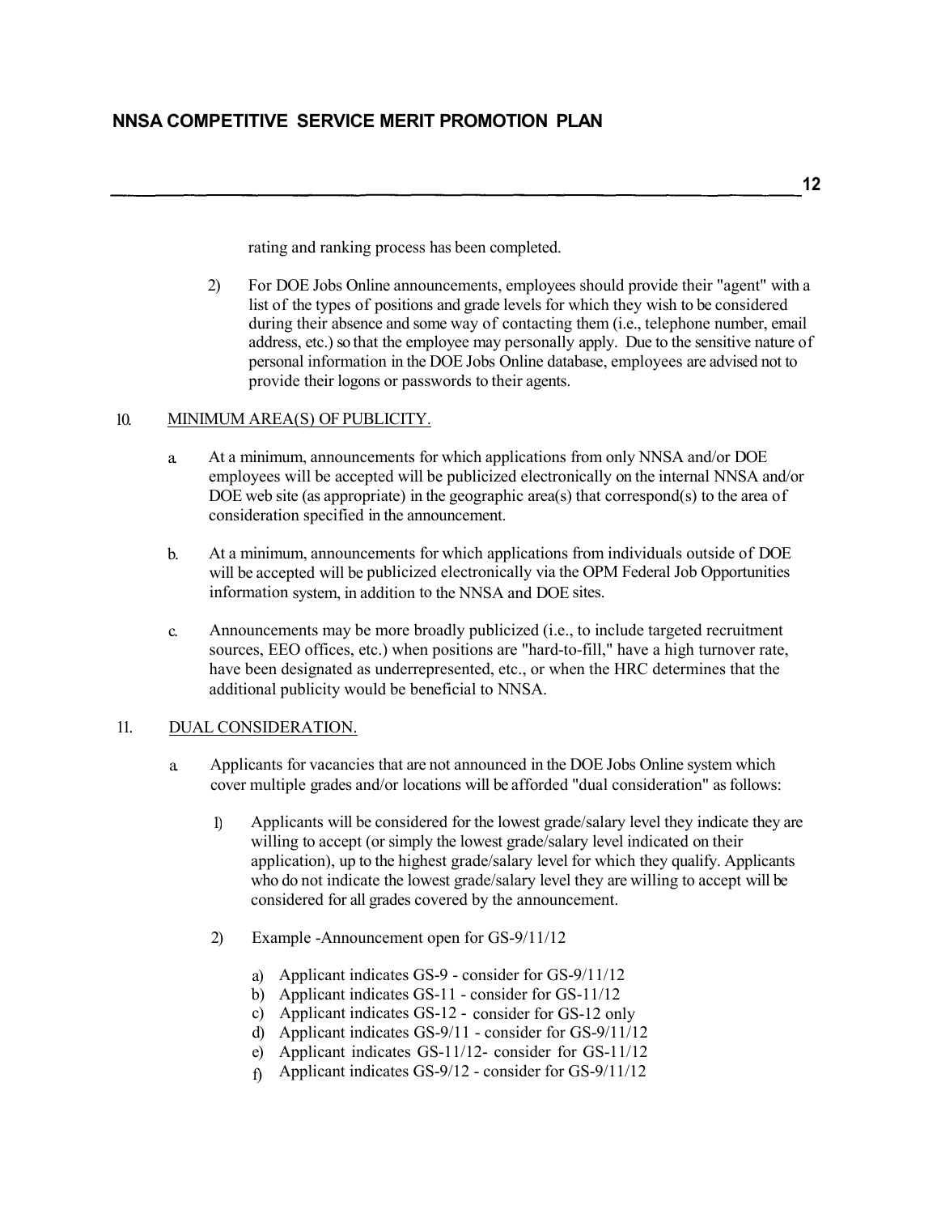rating and ranking process has been completed.

2) For DOE Jobs Online announcements, employees should provide their "agent" with a list of the types of positions and grade levels for which they wish to be considered during their absence and some way of contacting them (i.e., telephone number, email address, etc.) so that the employee may personally apply. Due to the sensitive nature of personal information in the DOE Jobs Online database, employees are advised not to provide their logons or passwords to their agents.

10. MINIMUM AREA(S) OF PUBLICITY.

a. At a minimum, announcements for which applications from only NNSA and/or DOE employees will be accepted will be publicized electronically on the internal NNSA and/or DOE web site (as appropriate) in the geographic area(s) that correspond(s) to the area of consideration specified in the announcement.

b. At a minimum, announcements for which applications from individuals outside of DOE will be accepted will be publicized electronically via the OPM Federal Job Opportunities information system, in addition to the NNSA and DOE sites.

c. Announcements may be more broadly publicized (i.e., to include targeted recruitment sources, EEO offices, etc.) when positions are "hard-to-fill," have a high turnover rate, have been designated as underrepresented, etc., or when the HRC determines that the additional publicity would be beneficial to NNSA.

11. DUAL CONSIDERATION.

a. Applicants for vacancies that are not announced in the DOE Jobs Online system which cover multiple grades and/or locations will be afforded "dual consideration" as follows:

1) Applicants will be considered for the lowest grade/salary level they indicate they are willing to accept (or simply the lowest grade/salary level indicated on their application), up to the highest grade/salary level for which they qualify. Applicants who do not indicate the lowest grade/salary level they are willing to accept will be considered for all grades covered by the announcement.

2) Example -Announcement open for GS-9/11/12

a) Applicant indicates GS-9 - consider for GS-9/11/12
b) Applicant indicates GS-11 - consider for GS-11/12
c) Applicant indicates GS-12 - consider for GS-12 only
d) Applicant indicates GS-9/11 - consider for GS-9/11/12
e) Applicant indicates GS-11/12- consider for GS-11/12
f) Applicant indicates GS-9/12 - consider for GS-9/11/12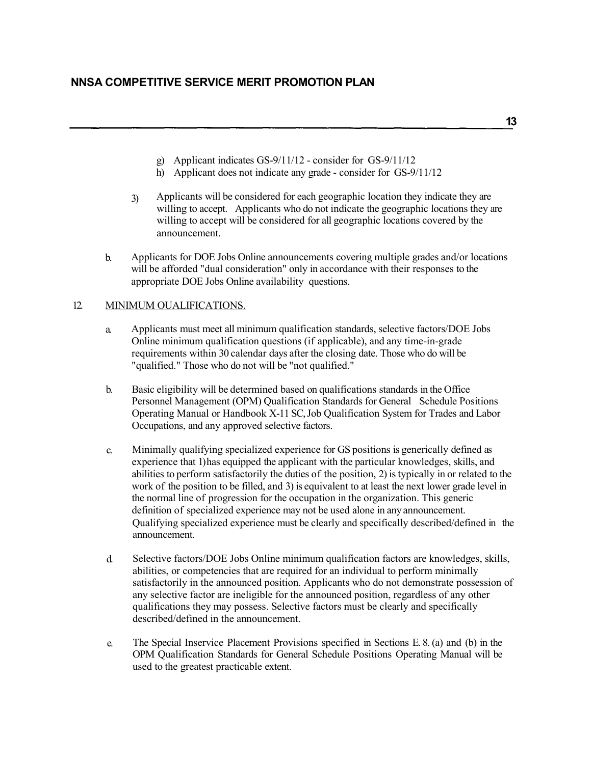g) Applicant indicates GS-9/11/12 - consider for GS-9/11/12
h) Applicant does not indicate any grade - consider for GS-9/11/12

3) Applicants will be considered for each geographic location they indicate they are willing to accept. Applicants who do not indicate the geographic locations they are willing to accept will be considered for all geographic locations covered by the announcement.

b. Applicants for DOE Jobs Online announcements covering multiple grades and/or locations will be afforded "dual consideration" only in accordance with their responses to the appropriate DOE Jobs Online availability questions.

12. MINIMUM OUALIFICATIONS.

a. Applicants must meet all minimum qualification standards, selective factors/DOE Jobs Online minimum qualification questions (if applicable), and any time-in-grade requirements within 30 calendar days after the closing date. Those who do will be "qualified." Those who do not will be "not qualified."

b. Basic eligibility will be determined based on qualifications standards in the Office Personnel Management (OPM) Qualification Standards for General Schedule Positions Operating Manual or Handbook X-11 SC, Job Qualification System for Trades and Labor Occupations, and any approved selective factors.

c. Minimally qualifying specialized experience for GS positions is generically defined as experience that 1) has equipped the applicant with the particular knowledges, skills, and abilities to perform satisfactorily the duties of the position, 2) is typically in or related to the work of the position to be filled, and 3) is equivalent to at least the next lower grade level in the normal line of progression for the occupation in the organization. This generic definition of specialized experience may not be used alone in any announcement. Qualifying specialized experience must be clearly and specifically described/defined in the announcement.

d. Selective factors/DOE Jobs Online minimum qualification factors are knowledges, skills, abilities, or competencies that are required for an individual to perform minimally satisfactorily in the announced position. Applicants who do not demonstrate possession of any selective factor are ineligible for the announced position, regardless of any other qualifications they may possess. Selective factors must be clearly and specifically described/defined in the announcement.

e. The Special Inservice Placement Provisions specified in Sections E. 8. (a) and (b) in the OPM Qualification Standards for General Schedule Positions Operating Manual will be used to the greatest practicable extent.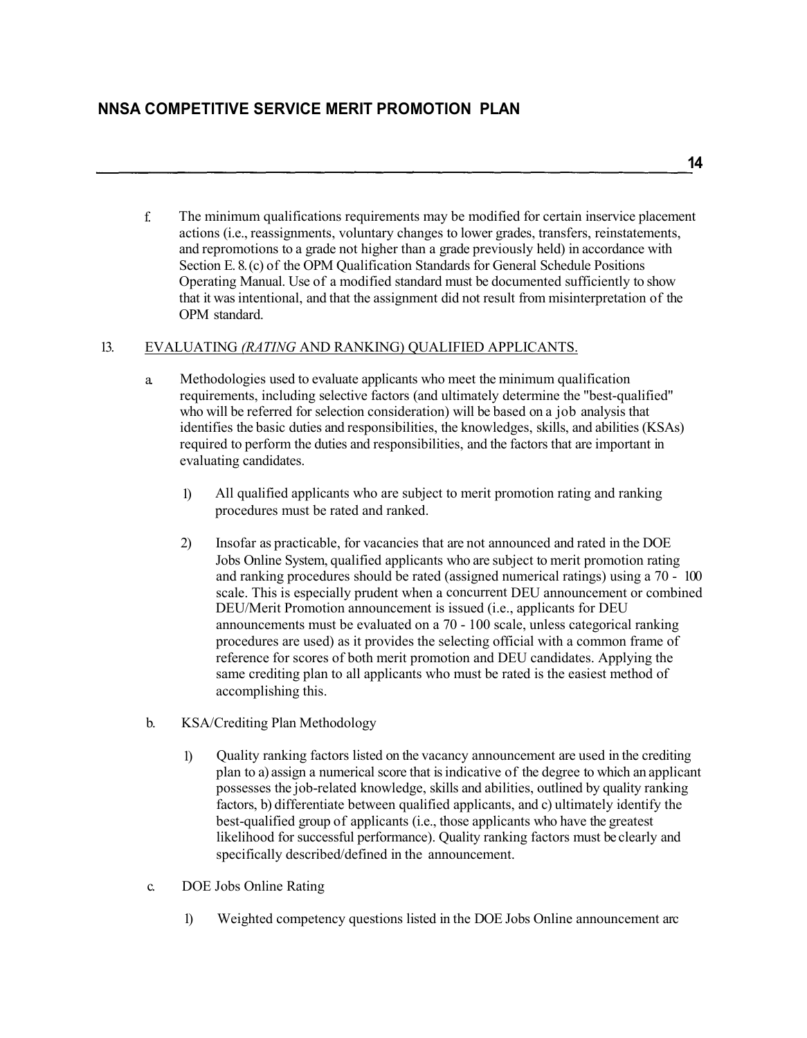f. The minimum qualifications requirements may be modified for certain inservice placement actions (i.e., reassignments, voluntary changes to lower grades, transfers, reinstatements, and repromotions to a grade not higher than a grade previously held) in accordance with Section E. 8.(c) of the OPM Qualification Standards for General Schedule Positions Operating Manual. Use of a modified standard must be documented sufficiently to show that it was intentional, and that the assignment did not result from misinterpretation of the OPM standard.

## 13. EVALUATING *(RATING* AND RANKING) QUALIFIED APPLICANTS.

a. Methodologies used to evaluate applicants who meet the minimum qualification requirements, including selective factors (and ultimately determine the "best-qualified" who will be referred for selection consideration) will be based on a job analysis that identifies the basic duties and responsibilities, the knowledges, skills, and abilities (KSAs) required to perform the duties and responsibilities, and the factors that are important in evaluating candidates.

   1) All qualified applicants who are subject to merit promotion rating and ranking procedures must be rated and ranked.

   2) Insofar as practicable, for vacancies that are not announced and rated in the DOE Jobs Online System, qualified applicants who are subject to merit promotion rating and ranking procedures should be rated (assigned numerical ratings) using a 70 - 100 scale. This is especially prudent when a concurrent DEU announcement or combined DEU/Merit Promotion announcement is issued (i.e., applicants for DEU announcements must be evaluated on a 70 - 100 scale, unless categorical ranking procedures are used) as it provides the selecting official with a common frame of reference for scores of both merit promotion and DEU candidates. Applying the same crediting plan to all applicants who must be rated is the easiest method of accomplishing this.

b. KSA/Crediting Plan Methodology

   1) Quality ranking factors listed on the vacancy announcement are used in the crediting plan to a) assign a numerical score that is indicative of the degree to which an applicant possesses the job-related knowledge, skills and abilities, outlined by quality ranking factors, b) differentiate between qualified applicants, and c) ultimately identify the best-qualified group of applicants (i.e., those applicants who have the greatest likelihood for successful performance). Quality ranking factors must be clearly and specifically described/defined in the announcement.

c. DOE Jobs Online Rating

   1) Weighted competency questions listed in the DOE Jobs Online announcement arc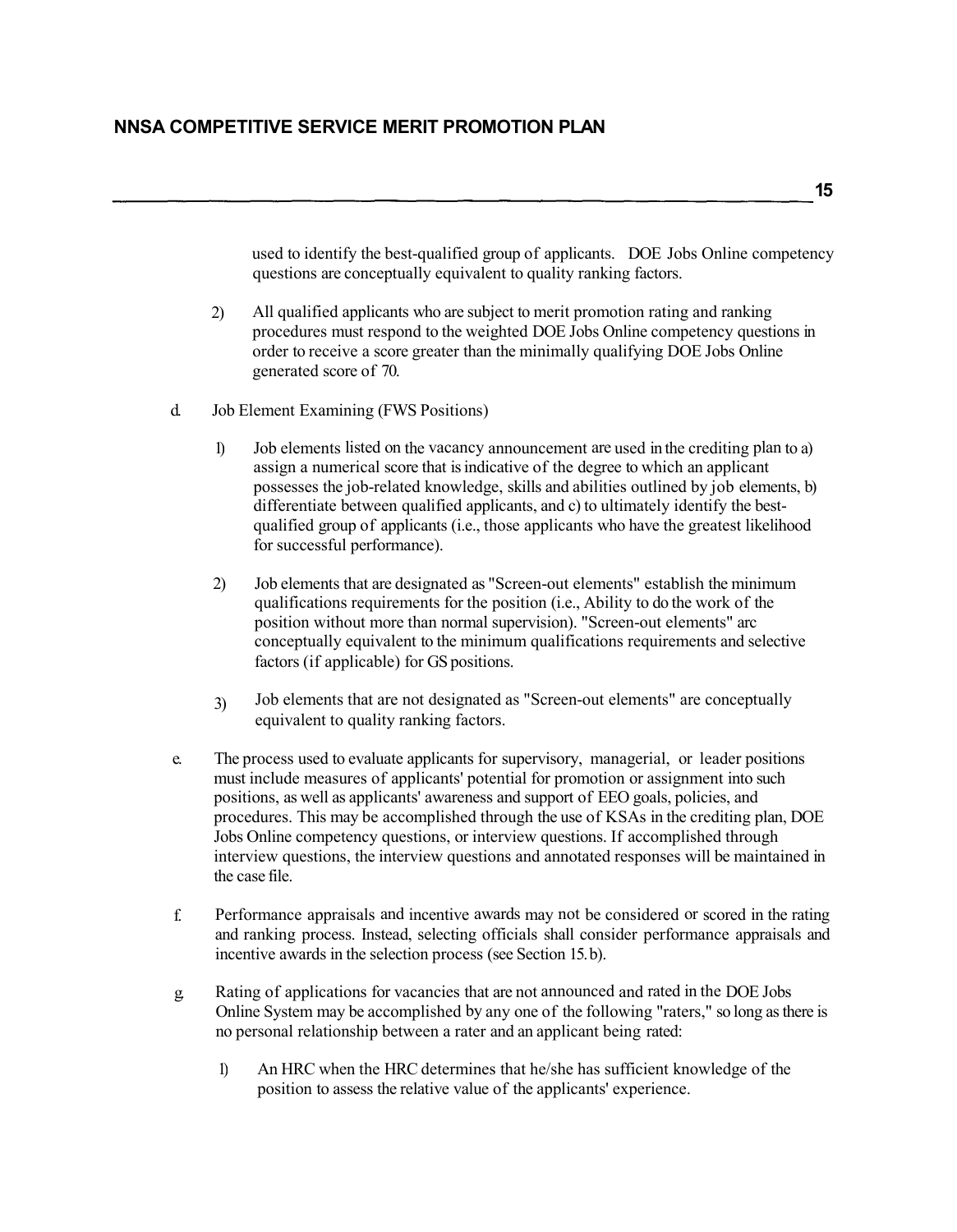used to identify the best-qualified group of applicants. DOE Jobs Online competency questions are conceptually equivalent to quality ranking factors.

2) All qualified applicants who are subject to merit promotion rating and ranking procedures must respond to the weighted DOE Jobs Online competency questions in order to receive a score greater than the minimally qualifying DOE Jobs Online generated score of 70.

d. Job Element Examining (FWS Positions)

1) Job elements listed on the vacancy announcement are used in the crediting plan to a) assign a numerical score that is indicative of the degree to which an applicant possesses the job-related knowledge, skills and abilities outlined by job elements, b) differentiate between qualified applicants, and c) to ultimately identify the best-qualified group of applicants (i.e., those applicants who have the greatest likelihood for successful performance).

2) Job elements that are designated as "Screen-out elements" establish the minimum qualifications requirements for the position (i.e., Ability to do the work of the position without more than normal supervision). "Screen-out elements" arc conceptually equivalent to the minimum qualifications requirements and selective factors (if applicable) for GS positions.

3) Job elements that are not designated as "Screen-out elements" are conceptually equivalent to quality ranking factors.

e. The process used to evaluate applicants for supervisory, managerial, or leader positions must include measures of applicants' potential for promotion or assignment into such positions, as well as applicants' awareness and support of EEO goals, policies, and procedures. This may be accomplished through the use of KSAs in the crediting plan, DOE Jobs Online competency questions, or interview questions. If accomplished through interview questions, the interview questions and annotated responses will be maintained in the case file.

f. Performance appraisals and incentive awards may not be considered or scored in the rating and ranking process. Instead, selecting officials shall consider performance appraisals and incentive awards in the selection process (see Section 15.b).

g. Rating of applications for vacancies that are not announced and rated in the DOE Jobs Online System may be accomplished by any one of the following "raters," so long as there is no personal relationship between a rater and an applicant being rated:

1) An HRC when the HRC determines that he/she has sufficient knowledge of the position to assess the relative value of the applicants' experience.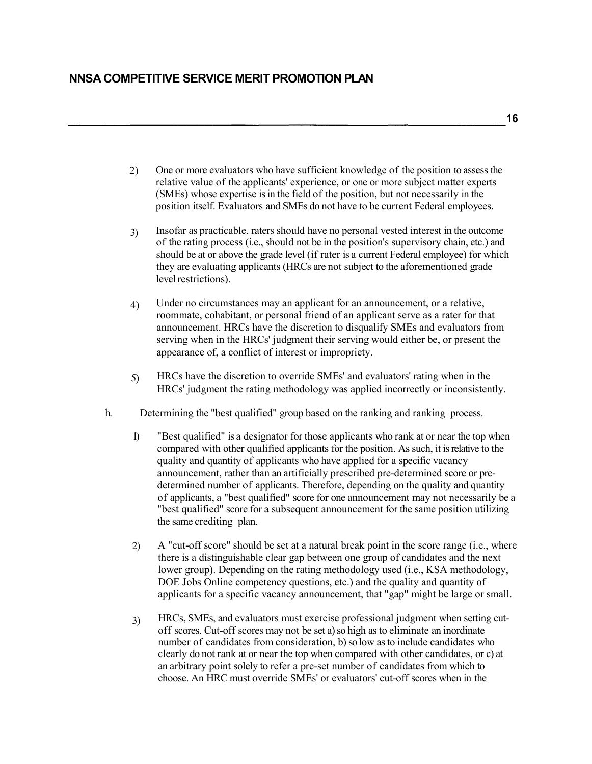2) One or more evaluators who have sufficient knowledge of the position to assess the relative value of the applicants' experience, or one or more subject matter experts (SMEs) whose expertise is in the field of the position, but not necessarily in the position itself. Evaluators and SMEs do not have to be current Federal employees.

3) Insofar as practicable, raters should have no personal vested interest in the outcome of the rating process (i.e., should not be in the position's supervisory chain, etc.) and should be at or above the grade level (if rater is a current Federal employee) for which they are evaluating applicants (HRCs are not subject to the aforementioned grade level restrictions).

4) Under no circumstances may an applicant for an announcement, or a relative, roommate, cohabitant, or personal friend of an applicant serve as a rater for that announcement. HRCs have the discretion to disqualify SMEs and evaluators from serving when in the HRCs' judgment their serving would either be, or present the appearance of, a conflict of interest or impropriety.

5) HRCs have the discretion to override SMEs' and evaluators' rating when in the HRCs' judgment the rating methodology was applied incorrectly or inconsistently.

h. Determining the "best qualified" group based on the ranking and ranking process.

1) "Best qualified" is a designator for those applicants who rank at or near the top when compared with other qualified applicants for the position. As such, it is relative to the quality and quantity of applicants who have applied for a specific vacancy announcement, rather than an artificially prescribed pre-determined score or pre-determined number of applicants. Therefore, depending on the quality and quantity of applicants, a "best qualified" score for one announcement may not necessarily be a "best qualified" score for a subsequent announcement for the same position utilizing the same crediting plan.

2) A "cut-off score" should be set at a natural break point in the score range (i.e., where there is a distinguishable clear gap between one group of candidates and the next lower group). Depending on the rating methodology used (i.e., KSA methodology, DOE Jobs Online competency questions, etc.) and the quality and quantity of applicants for a specific vacancy announcement, that "gap" might be large or small.

3) HRCs, SMEs, and evaluators must exercise professional judgment when setting cut-off scores. Cut-off scores may not be set a) so high as to eliminate an inordinate number of candidates from consideration, b) so low as to include candidates who clearly do not rank at or near the top when compared with other candidates, or c) at an arbitrary point solely to refer a pre-set number of candidates from which to choose. An HRC must override SMEs' or evaluators' cut-off scores when in the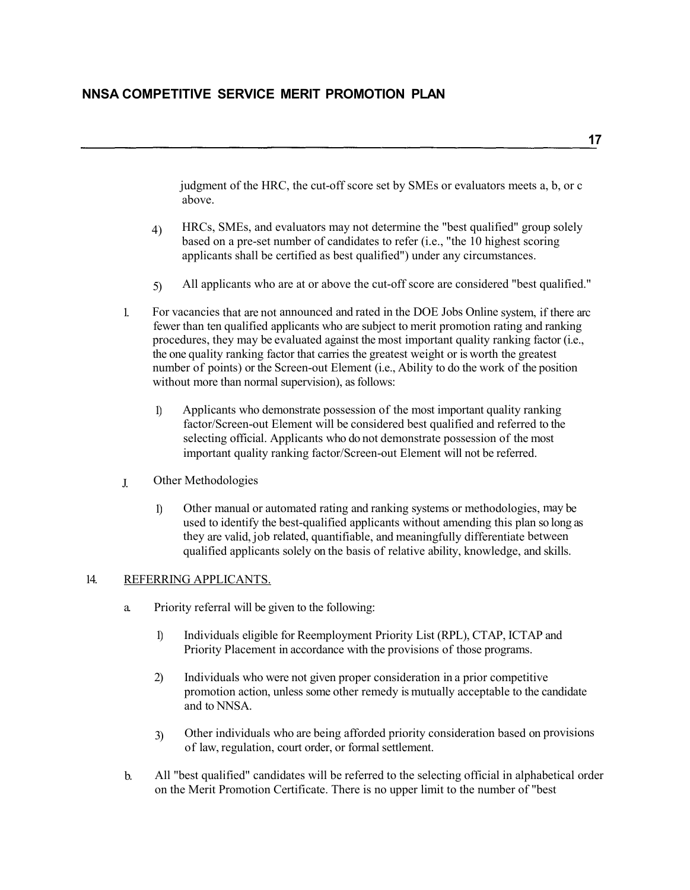judgment of the HRC, the cut-off score set by SMEs or evaluators meets a, b, or c above.

4) HRCs, SMEs, and evaluators may not determine the "best qualified" group solely based on a pre-set number of candidates to refer (i.e., "the 10 highest scoring applicants shall be certified as best qualified") under any circumstances.

5) All applicants who are at or above the cut-off score are considered "best qualified."

I. For vacancies that are not announced and rated in the DOE Jobs Online system, if there arc fewer than ten qualified applicants who are subject to merit promotion rating and ranking procedures, they may be evaluated against the most important quality ranking factor (i.e., the one quality ranking factor that carries the greatest weight or is worth the greatest number of points) or the Screen-out Element (i.e., Ability to do the work of the position without more than normal supervision), as follows:

1) Applicants who demonstrate possession of the most important quality ranking factor/Screen-out Element will be considered best qualified and referred to the selecting official. Applicants who do not demonstrate possession of the most important quality ranking factor/Screen-out Element will not be referred.

J. Other Methodologies

1) Other manual or automated rating and ranking systems or methodologies, may be used to identify the best-qualified applicants without amending this plan so long as they are valid, job related, quantifiable, and meaningfully differentiate between qualified applicants solely on the basis of relative ability, knowledge, and skills.

14. REFERRING APPLICANTS.

a. Priority referral will be given to the following:

1) Individuals eligible for Reemployment Priority List (RPL), CTAP, ICTAP and Priority Placement in accordance with the provisions of those programs.

2) Individuals who were not given proper consideration in a prior competitive promotion action, unless some other remedy is mutually acceptable to the candidate and to NNSA.

3) Other individuals who are being afforded priority consideration based on provisions of law, regulation, court order, or formal settlement.

b. All "best qualified" candidates will be referred to the selecting official in alphabetical order on the Merit Promotion Certificate. There is no upper limit to the number of "best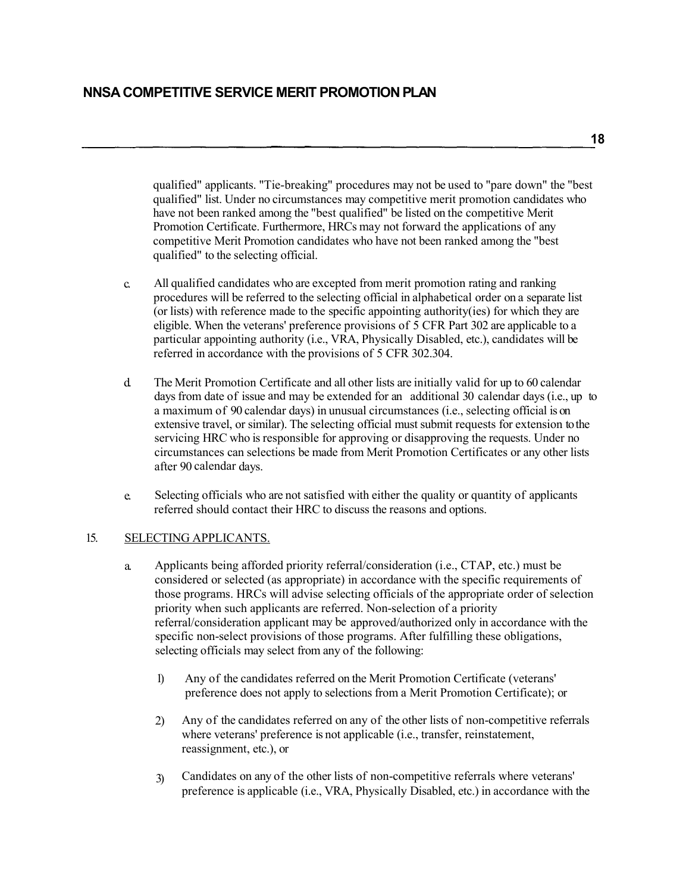qualified" applicants. "Tie-breaking" procedures may not be used to "pare down" the "best qualified" list. Under no circumstances may competitive merit promotion candidates who have not been ranked among the "best qualified" be listed on the competitive Merit Promotion Certificate. Furthermore, HRCs may not forward the applications of any competitive Merit Promotion candidates who have not been ranked among the "best qualified" to the selecting official.

c. All qualified candidates who are excepted from merit promotion rating and ranking procedures will be referred to the selecting official in alphabetical order on a separate list (or lists) with reference made to the specific appointing authority(ies) for which they are eligible. When the veterans' preference provisions of 5 CFR Part 302 are applicable to a particular appointing authority (i.e., VRA, Physically Disabled, etc.), candidates will be referred in accordance with the provisions of 5 CFR 302.304.

d. The Merit Promotion Certificate and all other lists are initially valid for up to 60 calendar days from date of issue and may be extended for an additional 30 calendar days (i.e., up to a maximum of 90 calendar days) in unusual circumstances (i.e., selecting official is on extensive travel, or similar). The selecting official must submit requests for extension to the servicing HRC who is responsible for approving or disapproving the requests. Under no circumstances can selections be made from Merit Promotion Certificates or any other lists after 90 calendar days.

e. Selecting officials who are not satisfied with either the quality or quantity of applicants referred should contact their HRC to discuss the reasons and options.

15. SELECTING APPLICANTS.

a. Applicants being afforded priority referral/consideration (i.e., CTAP, etc.) must be considered or selected (as appropriate) in accordance with the specific requirements of those programs. HRCs will advise selecting officials of the appropriate order of selection priority when such applicants are referred. Non-selection of a priority referral/consideration applicant may be approved/authorized only in accordance with the specific non-select provisions of those programs. After fulfilling these obligations, selecting officials may select from any of the following:

1) Any of the candidates referred on the Merit Promotion Certificate (veterans' preference does not apply to selections from a Merit Promotion Certificate); or

2) Any of the candidates referred on any of the other lists of non-competitive referrals where veterans' preference is not applicable (i.e., transfer, reinstatement, reassignment, etc.), or

3) Candidates on any of the other lists of non-competitive referrals where veterans' preference is applicable (i.e., VRA, Physically Disabled, etc.) in accordance with the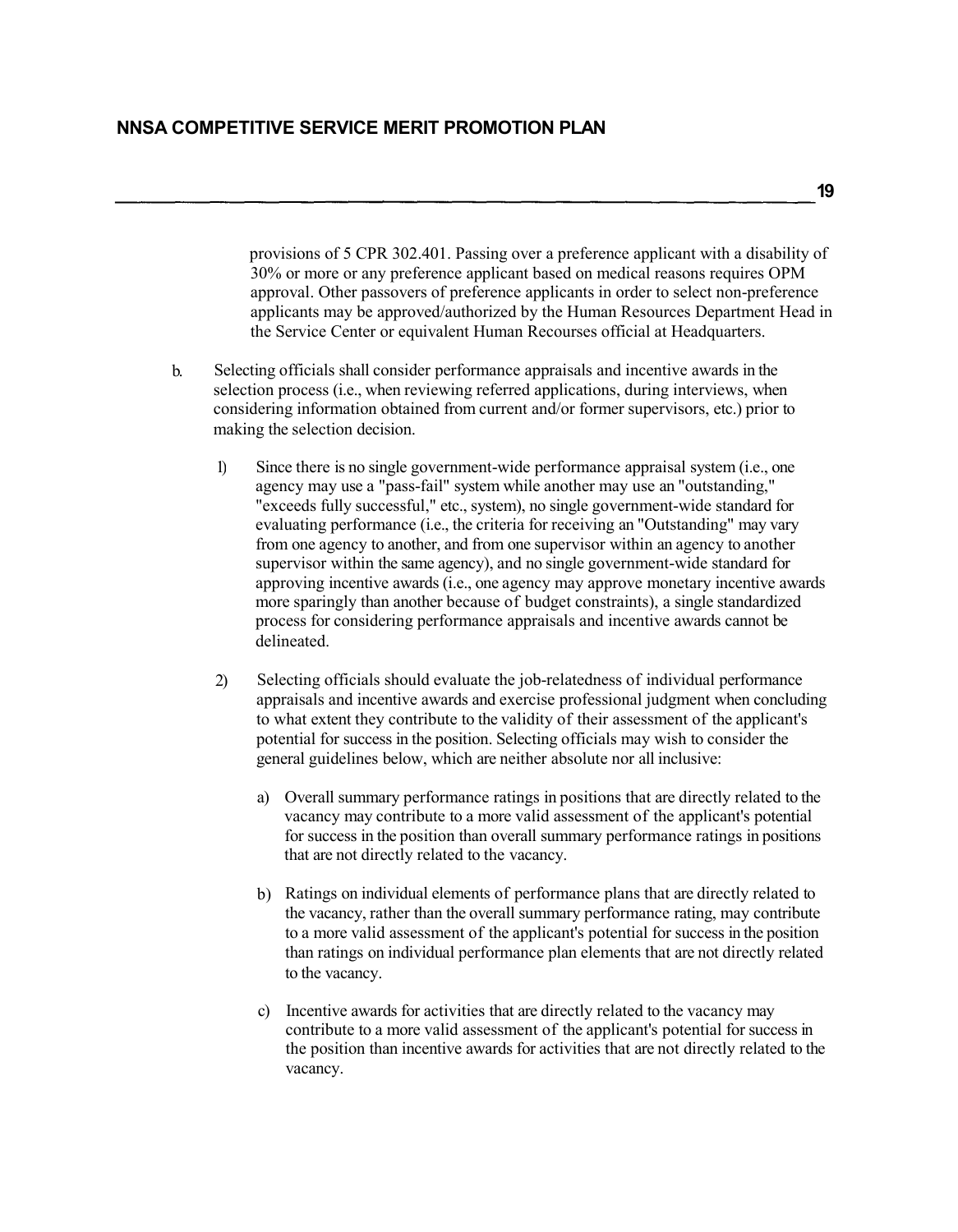provisions of 5 CPR 302.401. Passing over a preference applicant with a disability of 30% or more or any preference applicant based on medical reasons requires OPM approval. Other passovers of preference applicants in order to select non-preference applicants may be approved/authorized by the Human Resources Department Head in the Service Center or equivalent Human Recourses official at Headquarters.

b. Selecting officials shall consider performance appraisals and incentive awards in the selection process (i.e., when reviewing referred applications, during interviews, when considering information obtained from current and/or former supervisors, etc.) prior to making the selection decision.

   1) Since there is no single government-wide performance appraisal system (i.e., one agency may use a "pass-fail" system while another may use an "outstanding," "exceeds fully successful," etc., system), no single government-wide standard for evaluating performance (i.e., the criteria for receiving an "Outstanding" may vary from one agency to another, and from one supervisor within an agency to another supervisor within the same agency), and no single government-wide standard for approving incentive awards (i.e., one agency may approve monetary incentive awards more sparingly than another because of budget constraints), a single standardized process for considering performance appraisals and incentive awards cannot be delineated.

   2) Selecting officials should evaluate the job-relatedness of individual performance appraisals and incentive awards and exercise professional judgment when concluding to what extent they contribute to the validity of their assessment of the applicant's potential for success in the position. Selecting officials may wish to consider the general guidelines below, which are neither absolute nor all inclusive:

      a) Overall summary performance ratings in positions that are directly related to the vacancy may contribute to a more valid assessment of the applicant's potential for success in the position than overall summary performance ratings in positions that are not directly related to the vacancy.

      b) Ratings on individual elements of performance plans that are directly related to the vacancy, rather than the overall summary performance rating, may contribute to a more valid assessment of the applicant's potential for success in the position than ratings on individual performance plan elements that are not directly related to the vacancy.

      c) Incentive awards for activities that are directly related to the vacancy may contribute to a more valid assessment of the applicant's potential for success in the position than incentive awards for activities that are not directly related to the vacancy.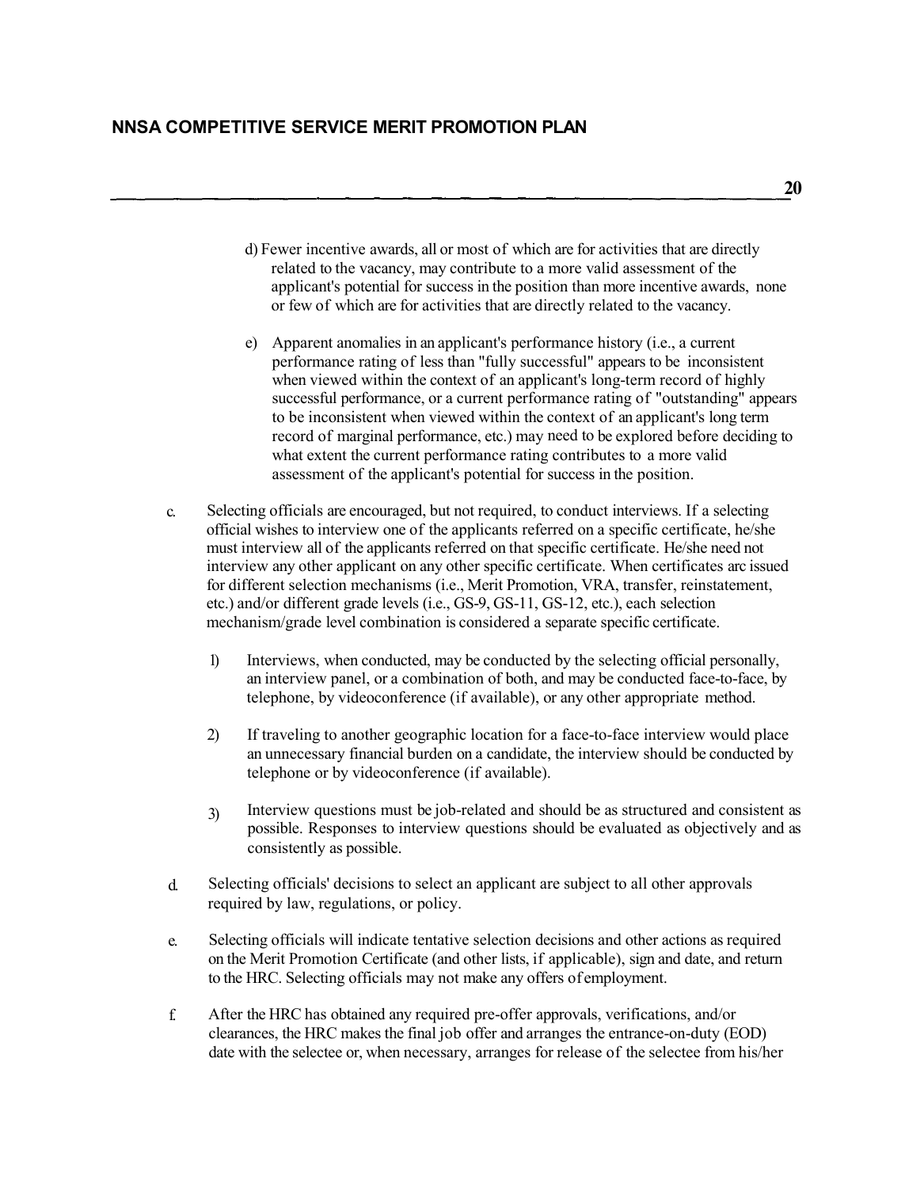d) Fewer incentive awards, all or most of which are for activities that are directly related to the vacancy, may contribute to a more valid assessment of the applicant's potential for success in the position than more incentive awards, none or few of which are for activities that are directly related to the vacancy.

e) Apparent anomalies in an applicant's performance history (i.e., a current performance rating of less than "fully successful" appears to be inconsistent when viewed within the context of an applicant's long-term record of highly successful performance, or a current performance rating of "outstanding" appears to be inconsistent when viewed within the context of an applicant's long term record of marginal performance, etc.) may need to be explored before deciding to what extent the current performance rating contributes to a more valid assessment of the applicant's potential for success in the position.

c. Selecting officials are encouraged, but not required, to conduct interviews. If a selecting official wishes to interview one of the applicants referred on a specific certificate, he/she must interview all of the applicants referred on that specific certificate. He/she need not interview any other applicant on any other specific certificate. When certificates arc issued for different selection mechanisms (i.e., Merit Promotion, VRA, transfer, reinstatement, etc.) and/or different grade levels (i.e., GS-9, GS-11, GS-12, etc.), each selection mechanism/grade level combination is considered a separate specific certificate.

1) Interviews, when conducted, may be conducted by the selecting official personally, an interview panel, or a combination of both, and may be conducted face-to-face, by telephone, by videoconference (if available), or any other appropriate method.

2) If traveling to another geographic location for a face-to-face interview would place an unnecessary financial burden on a candidate, the interview should be conducted by telephone or by videoconference (if available).

3) Interview questions must be job-related and should be as structured and consistent as possible. Responses to interview questions should be evaluated as objectively and as consistently as possible.

d. Selecting officials' decisions to select an applicant are subject to all other approvals required by law, regulations, or policy.

e. Selecting officials will indicate tentative selection decisions and other actions as required on the Merit Promotion Certificate (and other lists, if applicable), sign and date, and return to the HRC. Selecting officials may not make any offers of employment.

f. After the HRC has obtained any required pre-offer approvals, verifications, and/or clearances, the HRC makes the final job offer and arranges the entrance-on-duty (EOD) date with the selectee or, when necessary, arranges for release of the selectee from his/her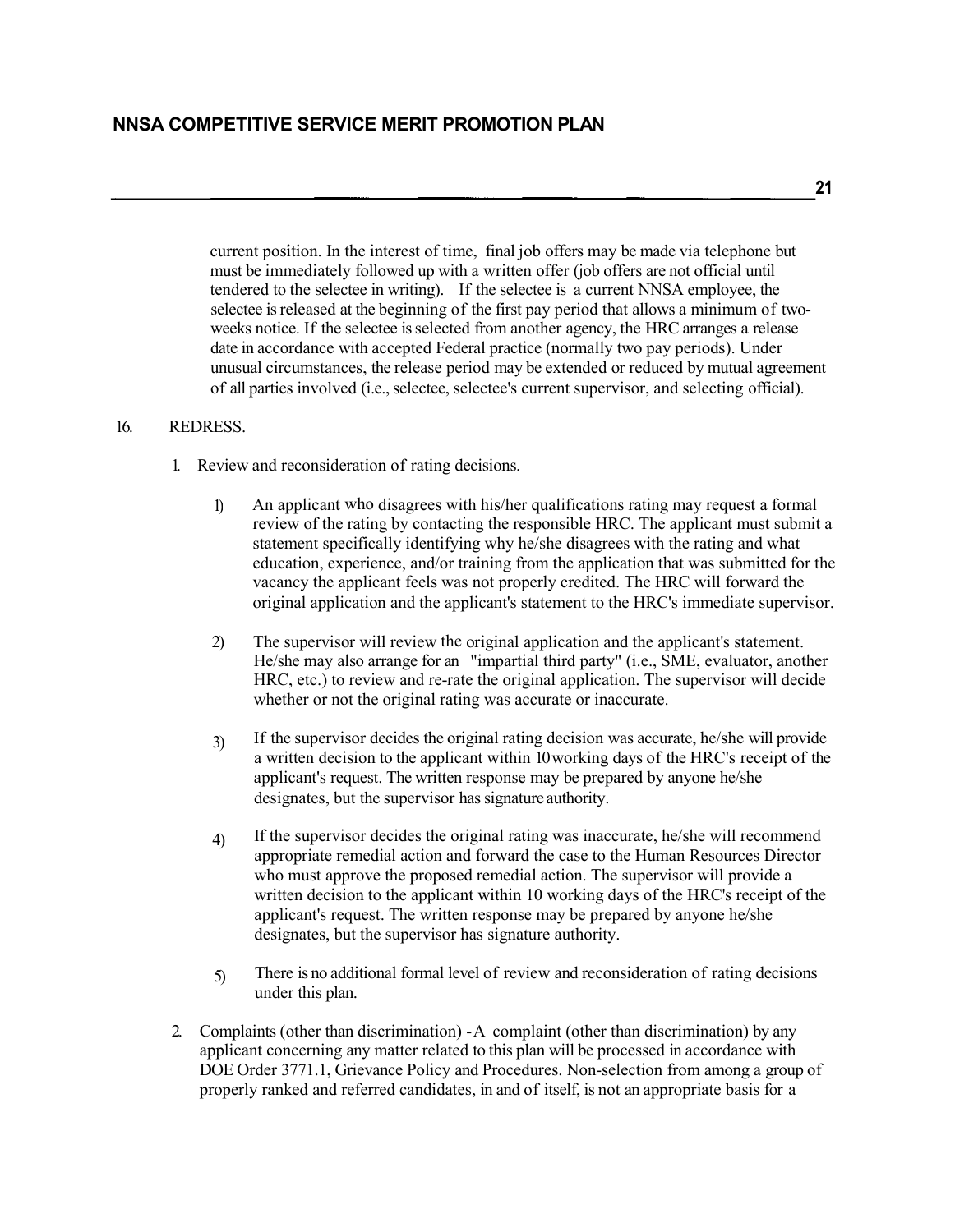current position. In the interest of time, final job offers may be made via telephone but must be immediately followed up with a written offer (job offers are not official until tendered to the selectee in writing). If the selectee is a current NNSA employee, the selectee is released at the beginning of the first pay period that allows a minimum of two-weeks notice. If the selectee is selected from another agency, the HRC arranges a release date in accordance with accepted Federal practice (normally two pay periods). Under unusual circumstances, the release period may be extended or reduced by mutual agreement of all parties involved (i.e., selectee, selectee's current supervisor, and selecting official).

16. REDRESS.

1. Review and reconsideration of rating decisions.

   1) An applicant who disagrees with his/her qualifications rating may request a formal review of the rating by contacting the responsible HRC. The applicant must submit a statement specifically identifying why he/she disagrees with the rating and what education, experience, and/or training from the application that was submitted for the vacancy the applicant feels was not properly credited. The HRC will forward the original application and the applicant's statement to the HRC's immediate supervisor.

   2) The supervisor will review the original application and the applicant's statement. He/she may also arrange for an "impartial third party" (i.e., SME, evaluator, another HRC, etc.) to review and re-rate the original application. The supervisor will decide whether or not the original rating was accurate or inaccurate.

   3) If the supervisor decides the original rating decision was accurate, he/she will provide a written decision to the applicant within 10 working days of the HRC's receipt of the applicant's request. The written response may be prepared by anyone he/she designates, but the supervisor has signature authority.

   4) If the supervisor decides the original rating was inaccurate, he/she will recommend appropriate remedial action and forward the case to the Human Resources Director who must approve the proposed remedial action. The supervisor will provide a written decision to the applicant within 10 working days of the HRC's receipt of the applicant's request. The written response may be prepared by anyone he/she designates, but the supervisor has signature authority.

   5) There is no additional formal level of review and reconsideration of rating decisions under this plan.

2. Complaints (other than discrimination) - A complaint (other than discrimination) by any applicant concerning any matter related to this plan will be processed in accordance with DOE Order 3771.1, Grievance Policy and Procedures. Non-selection from among a group of properly ranked and referred candidates, in and of itself, is not an appropriate basis for a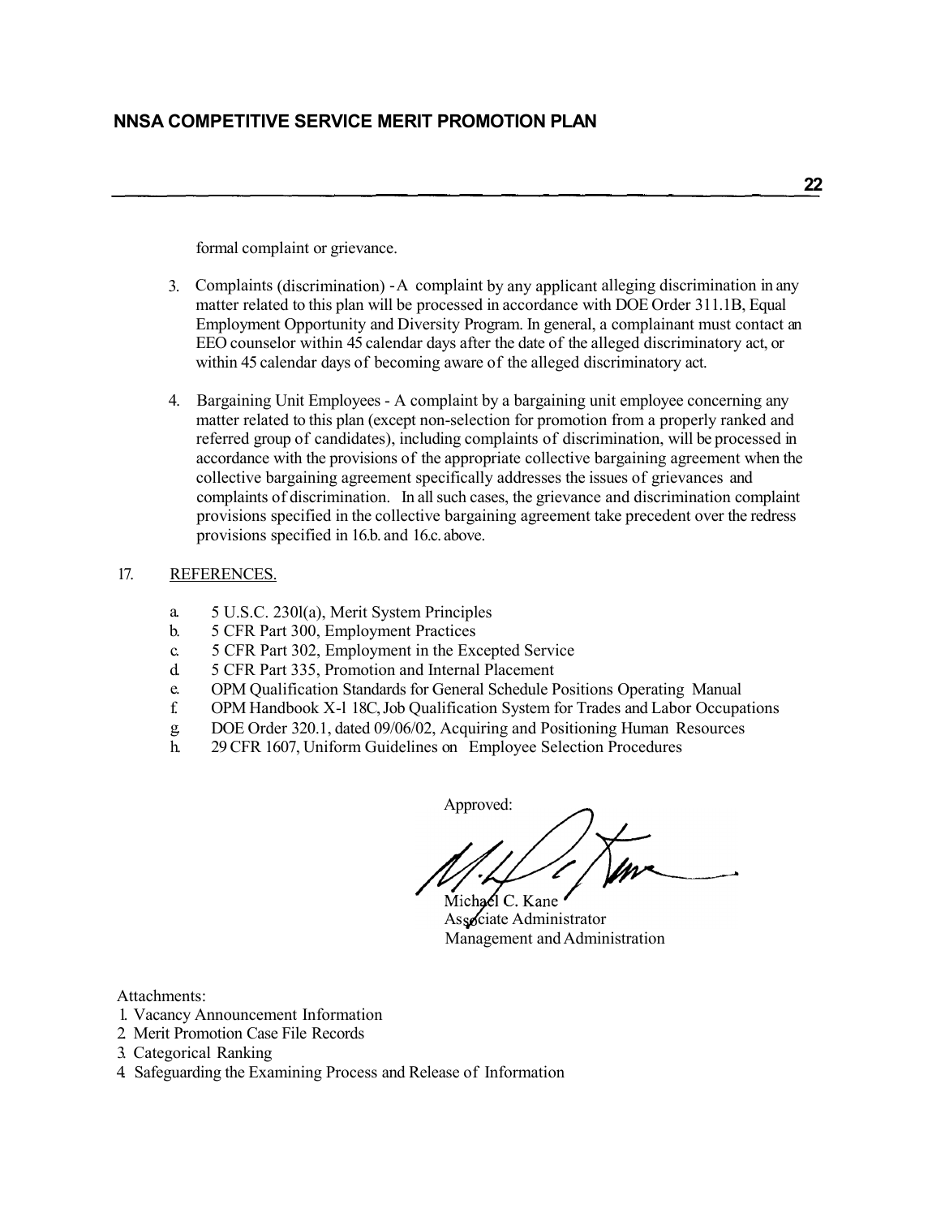formal complaint or grievance.

3. Complaints (discrimination) - A complaint by any applicant alleging discrimination in any matter related to this plan will be processed in accordance with DOE Order 311.1B, Equal Employment Opportunity and Diversity Program. In general, a complainant must contact an EEO counselor within 45 calendar days after the date of the alleged discriminatory act, or within 45 calendar days of becoming aware of the alleged discriminatory act.

4. Bargaining Unit Employees - A complaint by a bargaining unit employee concerning any matter related to this plan (except non-selection for promotion from a properly ranked and referred group of candidates), including complaints of discrimination, will be processed in accordance with the provisions of the appropriate collective bargaining agreement when the collective bargaining agreement specifically addresses the issues of grievances and complaints of discrimination. In all such cases, the grievance and discrimination complaint provisions specified in the collective bargaining agreement take precedent over the redress provisions specified in 16.b. and 16.c. above.

17. REFERENCES.

a. 5 U.S.C. 230l(a), Merit System Principles
b. 5 CFR Part 300, Employment Practices
c. 5 CFR Part 302, Employment in the Excepted Service
d. 5 CFR Part 335, Promotion and Internal Placement
e. OPM Qualification Standards for General Schedule Positions Operating Manual
f. OPM Handbook X-l 18C, Job Qualification System for Trades and Labor Occupations
g. DOE Order 320.1, dated 09/06/02, Acquiring and Positioning Human Resources
h. 29 CFR 1607, Uniform Guidelines on Employee Selection Procedures

Approved:

Michael C. Kane
Associate Administrator
Management and Administration

Attachments:
1. Vacancy Announcement Information
2. Merit Promotion Case File Records
3. Categorical Ranking
4. Safeguarding the Examining Process and Release of Information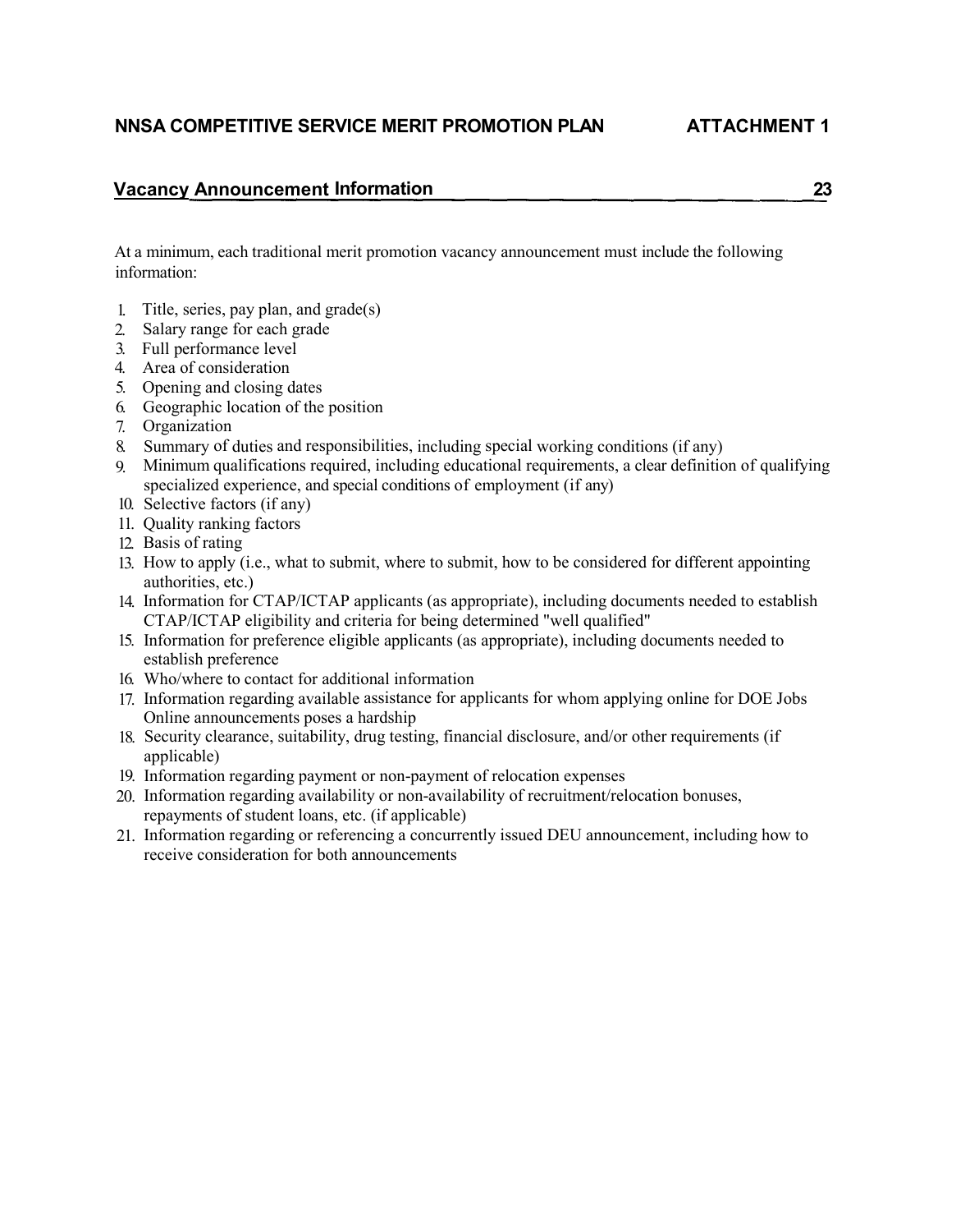## NNSA COMPETITIVE SERVICE MERIT PROMOTION PLAN ATTACHMENT 1

### Vacancy Announcement Information

At a minimum, each traditional merit promotion vacancy announcement must include the following information:

1. Title, series, pay plan, and grade(s)
2. Salary range for each grade
3. Full performance level
4. Area of consideration
5. Opening and closing dates
6. Geographic location of the position
7. Organization
8. Summary of duties and responsibilities, including special working conditions (if any)
9. Minimum qualifications required, including educational requirements, a clear definition of qualifying specialized experience, and special conditions of employment (if any)
10. Selective factors (if any)
11. Quality ranking factors
12. Basis of rating
13. How to apply (i.e., what to submit, where to submit, how to be considered for different appointing authorities, etc.)
14. Information for CTAP/ICTAP applicants (as appropriate), including documents needed to establish CTAP/ICTAP eligibility and criteria for being determined "well qualified"
15. Information for preference eligible applicants (as appropriate), including documents needed to establish preference
16. Who/where to contact for additional information
17. Information regarding available assistance for applicants for whom applying online for DOE Jobs Online announcements poses a hardship
18. Security clearance, suitability, drug testing, financial disclosure, and/or other requirements (if applicable)
19. Information regarding payment or non-payment of relocation expenses
20. Information regarding availability or non-availability of recruitment/relocation bonuses, repayments of student loans, etc. (if applicable)
21. Information regarding or referencing a concurrently issued DEU announcement, including how to receive consideration for both announcements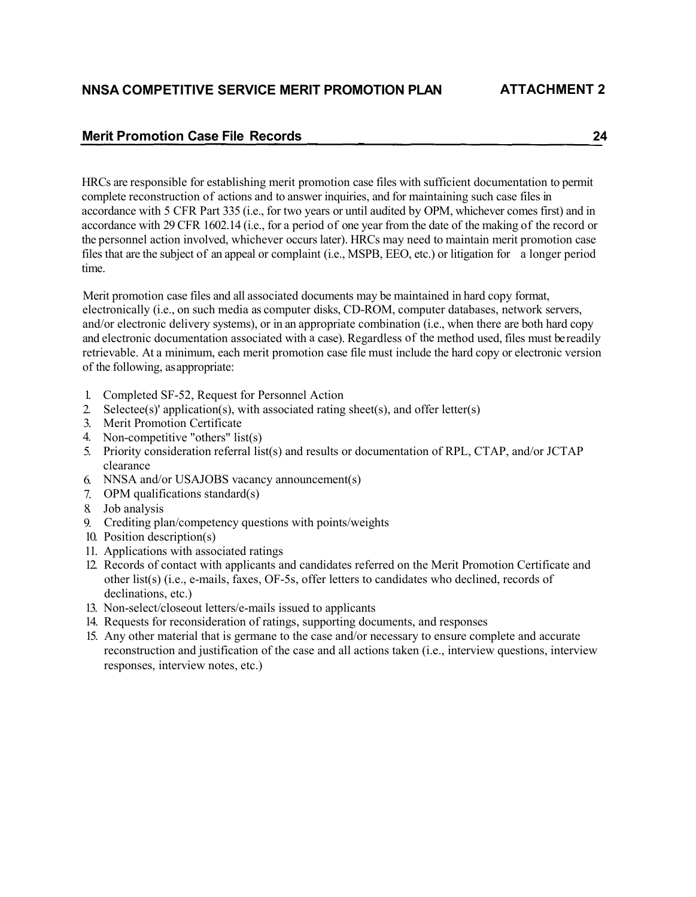## Merit Promotion Case File Records

HRCs are responsible for establishing merit promotion case files with sufficient documentation to permit complete reconstruction of actions and to answer inquiries, and for maintaining such case files in accordance with 5 CFR Part 335 (i.e., for two years or until audited by OPM, whichever comes first) and in accordance with 29 CFR 1602.14 (i.e., for a period of one year from the date of the making of the record or the personnel action involved, whichever occurs later). HRCs may need to maintain merit promotion case files that are the subject of an appeal or complaint (i.e., MSPB, EEO, etc.) or litigation for a longer period time.

Merit promotion case files and all associated documents may be maintained in hard copy format, electronically (i.e., on such media as computer disks, CD-ROM, computer databases, network servers, and/or electronic delivery systems), or in an appropriate combination (i.e., when there are both hard copy and electronic documentation associated with a case). Regardless of the method used, files must be readily retrievable. At a minimum, each merit promotion case file must include the hard copy or electronic version of the following, as appropriate:

1. Completed SF-52, Request for Personnel Action
2. Selectee(s)' application(s), with associated rating sheet(s), and offer letter(s)
3. Merit Promotion Certificate
4. Non-competitive "others" list(s)
5. Priority consideration referral list(s) and results or documentation of RPL, CTAP, and/or JCTAP clearance
6. NNSA and/or USAJOBS vacancy announcement(s)
7. OPM qualifications standard(s)
8. Job analysis
9. Crediting plan/competency questions with points/weights
10. Position description(s)
11. Applications with associated ratings
12. Records of contact with applicants and candidates referred on the Merit Promotion Certificate and other list(s) (i.e., e-mails, faxes, OF-5s, offer letters to candidates who declined, records of declinations, etc.)
13. Non-select/closeout letters/e-mails issued to applicants
14. Requests for reconsideration of ratings, supporting documents, and responses
15. Any other material that is germane to the case and/or necessary to ensure complete and accurate reconstruction and justification of the case and all actions taken (i.e., interview questions, interview responses, interview notes, etc.)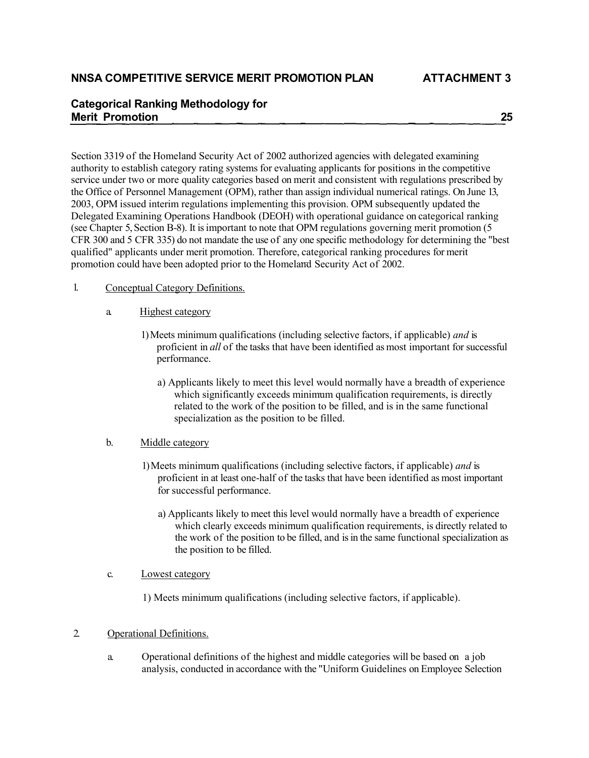## Categorical Ranking Methodology for Merit Promotion

Section 3319 of the Homeland Security Act of 2002 authorized agencies with delegated examining authority to establish category rating systems for evaluating applicants for positions in the competitive service under two or more quality categories based on merit and consistent with regulations prescribed by the Office of Personnel Management (OPM), rather than assign individual numerical ratings. On June 13, 2003, OPM issued interim regulations implementing this provision. OPM subsequently updated the Delegated Examining Operations Handbook (DEOH) with operational guidance on categorical ranking (see Chapter 5, Section B-8). It is important to note that OPM regulations governing merit promotion (5 CFR 300 and 5 CFR 335) do not mandate the use of any one specific methodology for determining the "best qualified" applicants under merit promotion. Therefore, categorical ranking procedures for merit promotion could have been adopted prior to the Homeland Security Act of 2002.

1. Conceptual Category Definitions.

   a. Highest category

      1) Meets minimum qualifications (including selective factors, if applicable) *and* is proficient in *all* of the tasks that have been identified as most important for successful performance.

         a) Applicants likely to meet this level would normally have a breadth of experience which significantly exceeds minimum qualification requirements, is directly related to the work of the position to be filled, and is in the same functional specialization as the position to be filled.

   b. Middle category

      1) Meets minimum qualifications (including selective factors, if applicable) *and* is proficient in at least one-half of the tasks that have been identified as most important for successful performance.

         a) Applicants likely to meet this level would normally have a breadth of experience which clearly exceeds minimum qualification requirements, is directly related to the work of the position to be filled, and is in the same functional specialization as the position to be filled.

   c. Lowest category

      1) Meets minimum qualifications (including selective factors, if applicable).

2. Operational Definitions.

   a. Operational definitions of the highest and middle categories will be based on a job analysis, conducted in accordance with the "Uniform Guidelines on Employee Selection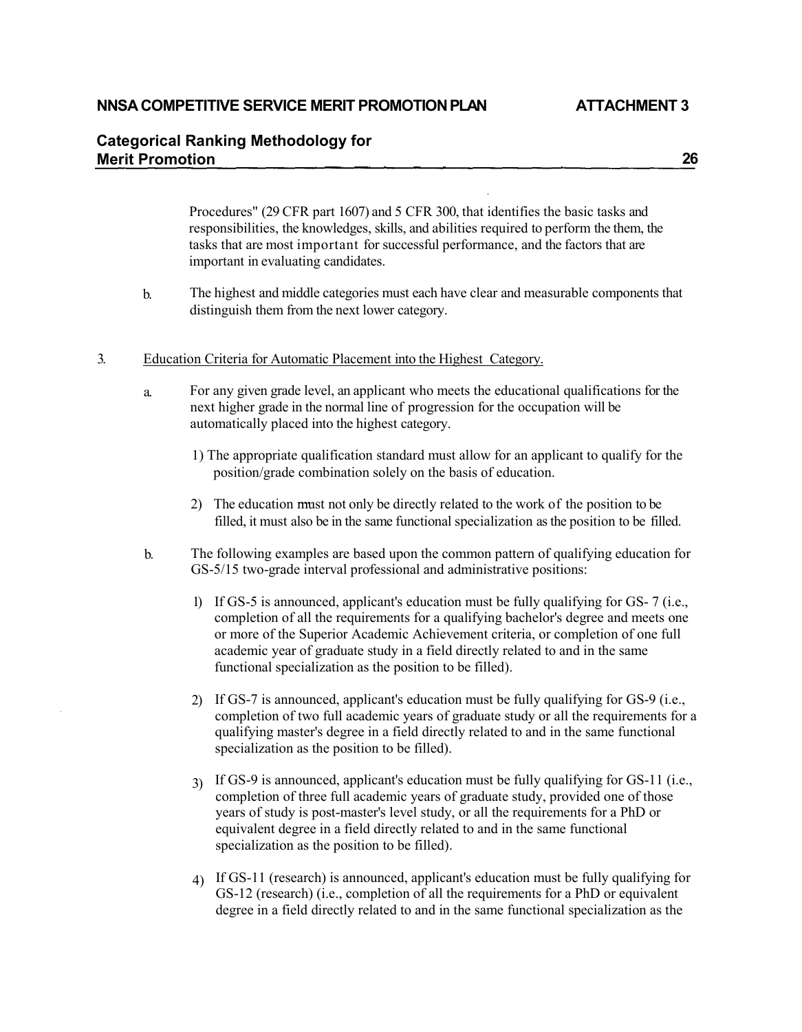Procedures" (29 CFR part 1607) and 5 CFR 300, that identifies the basic tasks and responsibilities, the knowledges, skills, and abilities required to perform the them, the tasks that are most important for successful performance, and the factors that are important in evaluating candidates.

b. The highest and middle categories must each have clear and measurable components that distinguish them from the next lower category.

3. <u>Education Criteria for Automatic Placement into the Highest Category.</u>

a. For any given grade level, an applicant who meets the educational qualifications for the next higher grade in the normal line of progression for the occupation will be automatically placed into the highest category.

1) The appropriate qualification standard must allow for an applicant to qualify for the position/grade combination solely on the basis of education.

2) The education must not only be directly related to the work of the position to be filled, it must also be in the same functional specialization as the position to be filled.

b. The following examples are based upon the common pattern of qualifying education for GS-5/15 two-grade interval professional and administrative positions:

1) If GS-5 is announced, applicant's education must be fully qualifying for GS- 7 (i.e., completion of all the requirements for a qualifying bachelor's degree and meets one or more of the Superior Academic Achievement criteria, or completion of one full academic year of graduate study in a field directly related to and in the same functional specialization as the position to be filled).

2) If GS-7 is announced, applicant's education must be fully qualifying for GS-9 (i.e., completion of two full academic years of graduate study or all the requirements for a qualifying master's degree in a field directly related to and in the same functional specialization as the position to be filled).

3) If GS-9 is announced, applicant's education must be fully qualifying for GS-11 (i.e., completion of three full academic years of graduate study, provided one of those years of study is post-master's level study, or all the requirements for a PhD or equivalent degree in a field directly related to and in the same functional specialization as the position to be filled).

4) If GS-11 (research) is announced, applicant's education must be fully qualifying for GS-12 (research) (i.e., completion of all the requirements for a PhD or equivalent degree in a field directly related to and in the same functional specialization as the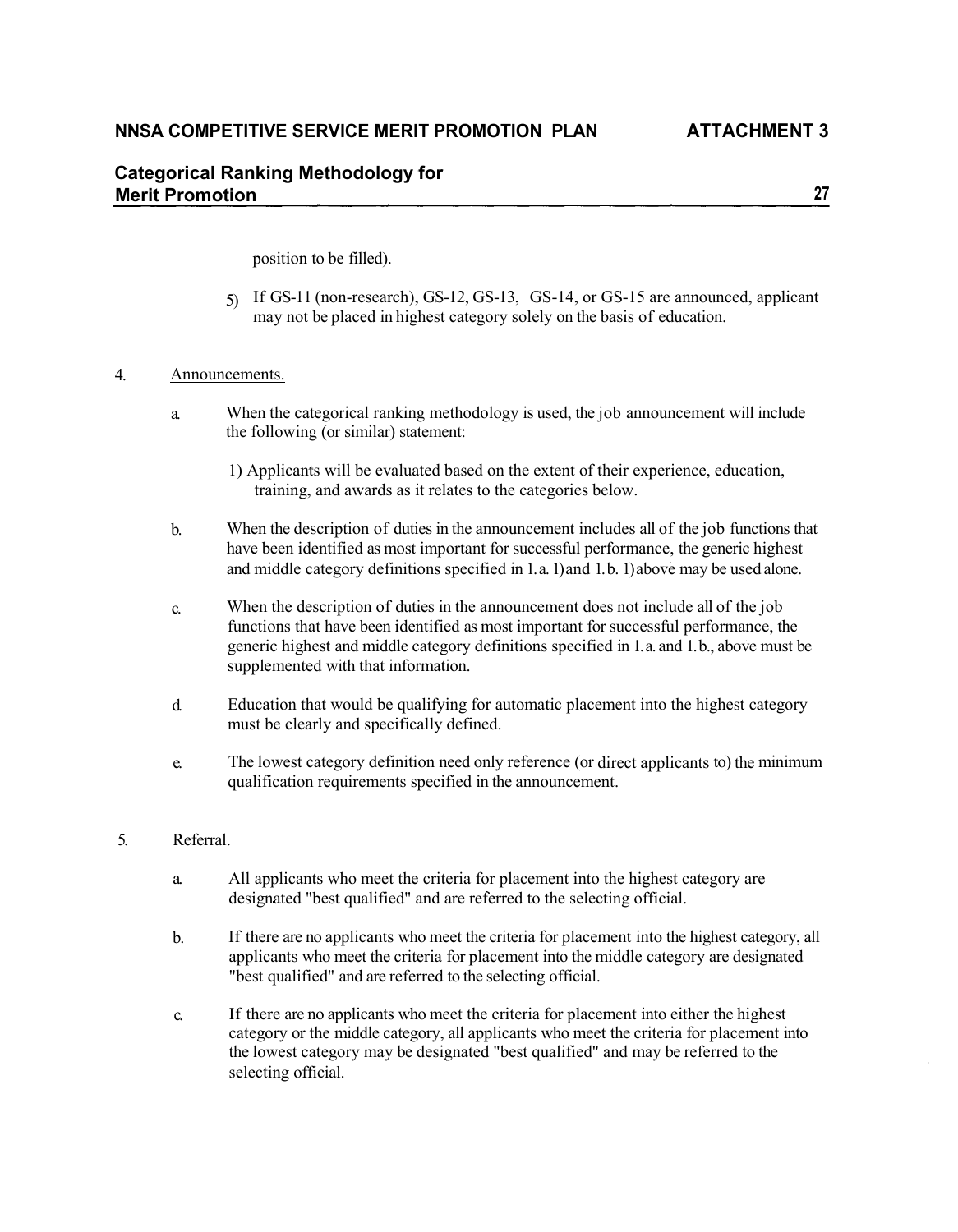position to be filled).

5) If GS-11 (non-research), GS-12, GS-13, GS-14, or GS-15 are announced, applicant may not be placed in highest category solely on the basis of education.

4. Announcements.

a. When the categorical ranking methodology is used, the job announcement will include the following (or similar) statement:

1) Applicants will be evaluated based on the extent of their experience, education, training, and awards as it relates to the categories below.

b. When the description of duties in the announcement includes all of the job functions that have been identified as most important for successful performance, the generic highest and middle category definitions specified in 1.a. 1) and 1.b. 1) above may be used alone.

c. When the description of duties in the announcement does not include all of the job functions that have been identified as most important for successful performance, the generic highest and middle category definitions specified in 1.a. and 1.b., above must be supplemented with that information.

d. Education that would be qualifying for automatic placement into the highest category must be clearly and specifically defined.

e. The lowest category definition need only reference (or direct applicants to) the minimum qualification requirements specified in the announcement.

5. Referral.

a. All applicants who meet the criteria for placement into the highest category are designated "best qualified" and are referred to the selecting official.

b. If there are no applicants who meet the criteria for placement into the highest category, all applicants who meet the criteria for placement into the middle category are designated "best qualified" and are referred to the selecting official.

c. If there are no applicants who meet the criteria for placement into either the highest category or the middle category, all applicants who meet the criteria for placement into the lowest category may be designated "best qualified" and may be referred to the selecting official.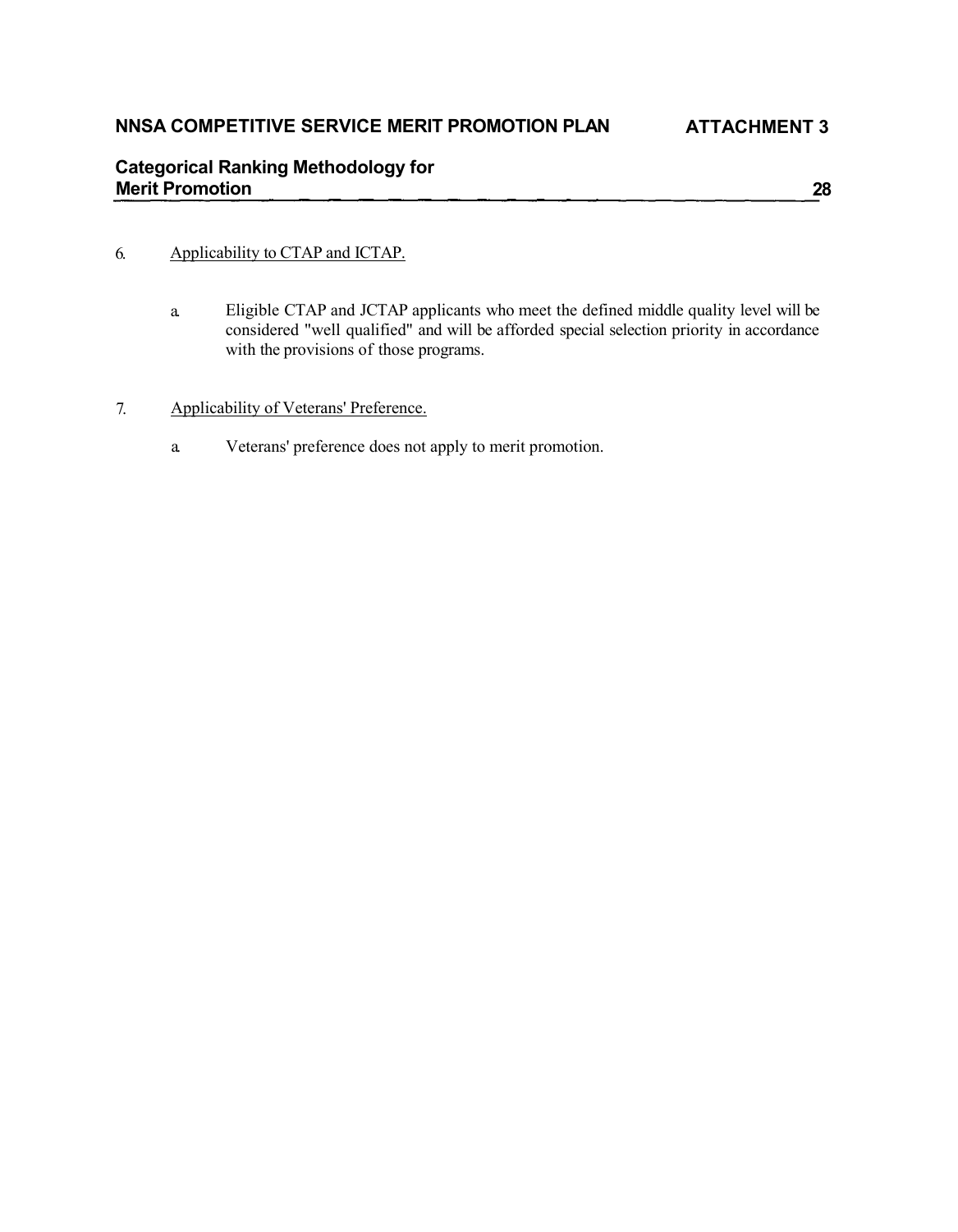6. Applicability to CTAP and ICTAP.

   a. Eligible CTAP and JCTAP applicants who meet the defined middle quality level will be considered "well qualified" and will be afforded special selection priority in accordance with the provisions of those programs.

7. Applicability of Veterans' Preference.

   a. Veterans' preference does not apply to merit promotion.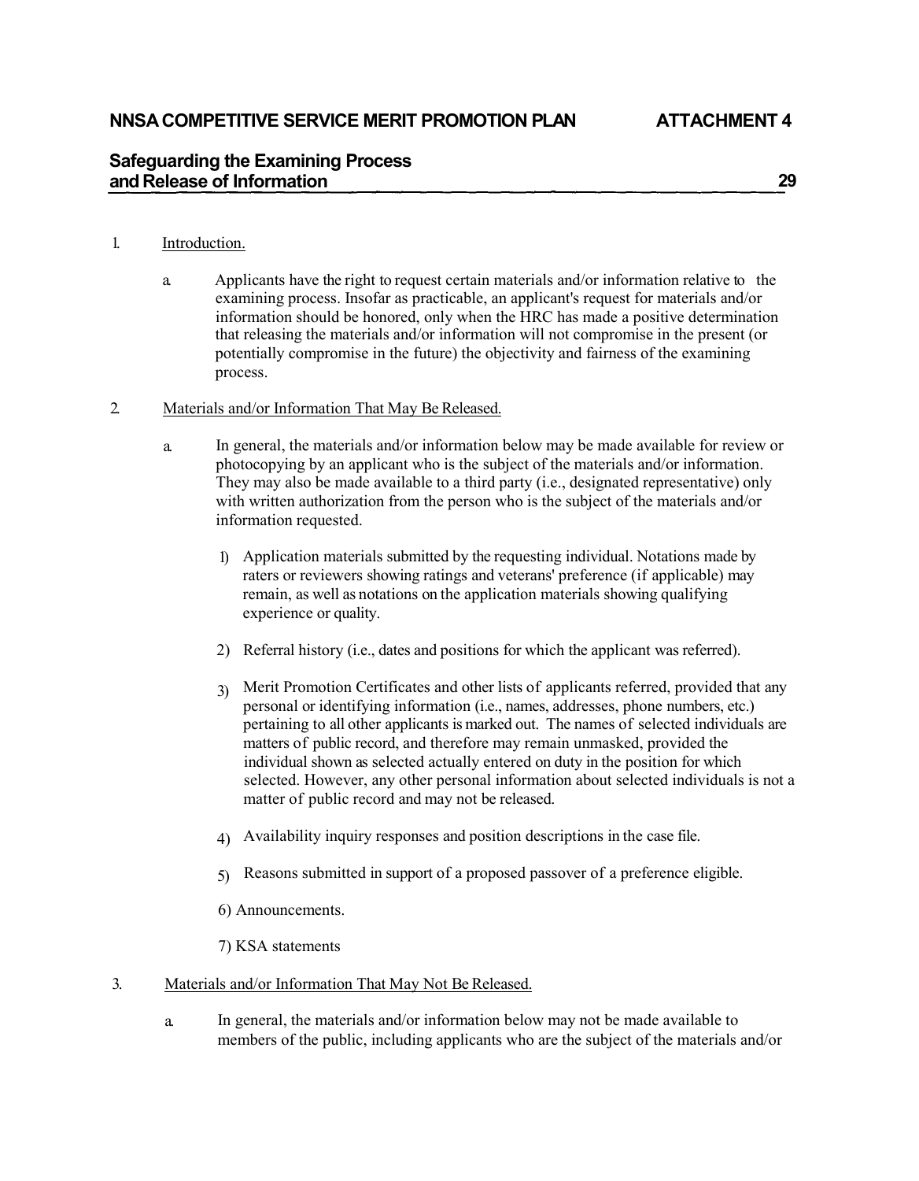# NNSA COMPETITIVE SERVICE MERIT PROMOTION PLAN — ATTACHMENT 4

## Safeguarding the Examining Process and Release of Information

1. Introduction.

   a. Applicants have the right to request certain materials and/or information relative to the examining process. Insofar as practicable, an applicant's request for materials and/or information should be honored, only when the HRC has made a positive determination that releasing the materials and/or information will not compromise in the present (or potentially compromise in the future) the objectivity and fairness of the examining process.

2. Materials and/or Information That May Be Released.

   a. In general, the materials and/or information below may be made available for review or photocopying by an applicant who is the subject of the materials and/or information. They may also be made available to a third party (i.e., designated representative) only with written authorization from the person who is the subject of the materials and/or information requested.

      1) Application materials submitted by the requesting individual. Notations made by raters or reviewers showing ratings and veterans' preference (if applicable) may remain, as well as notations on the application materials showing qualifying experience or quality.

      2) Referral history (i.e., dates and positions for which the applicant was referred).

      3) Merit Promotion Certificates and other lists of applicants referred, provided that any personal or identifying information (i.e., names, addresses, phone numbers, etc.) pertaining to all other applicants is marked out. The names of selected individuals are matters of public record, and therefore may remain unmasked, provided the individual shown as selected actually entered on duty in the position for which selected. However, any other personal information about selected individuals is not a matter of public record and may not be released.

      4) Availability inquiry responses and position descriptions in the case file.

      5) Reasons submitted in support of a proposed passover of a preference eligible.

      6) Announcements.

      7) KSA statements

3. Materials and/or Information That May Not Be Released.

   a. In general, the materials and/or information below may not be made available to members of the public, including applicants who are the subject of the materials and/or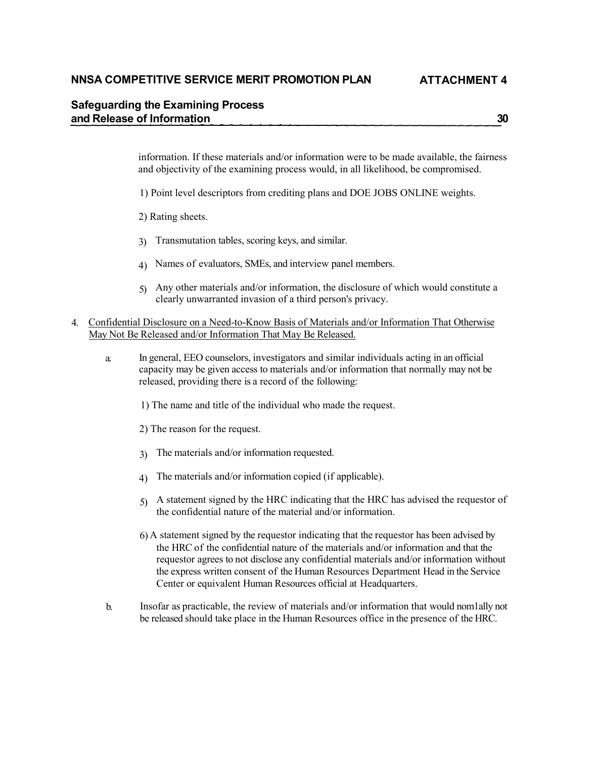information. If these materials and/or information were to be made available, the fairness and objectivity of the examining process would, in all likelihood, be compromised.

1) Point level descriptors from crediting plans and DOE JOBS ONLINE weights.

2) Rating sheets.

3) Transmutation tables, scoring keys, and similar.

4) Names of evaluators, SMEs, and interview panel members.

5) Any other materials and/or information, the disclosure of which would constitute a clearly unwarranted invasion of a third person's privacy.

4. <u>Confidential Disclosure on a Need-to-Know Basis of Materials and/or Information That Otherwise May Not Be Released and/or Information That May Be Released.</u>

   a. In general, EEO counselors, investigators and similar individuals acting in an official capacity may be given access to materials and/or information that normally may not be released, providing there is a record of the following:

      1) The name and title of the individual who made the request.

      2) The reason for the request.

      3) The materials and/or information requested.

      4) The materials and/or information copied (if applicable).

      5) A statement signed by the HRC indicating that the HRC has advised the requestor of the confidential nature of the material and/or information.

      6) A statement signed by the requestor indicating that the requestor has been advised by the HRC of the confidential nature of the materials and/or information and that the requestor agrees to not disclose any confidential materials and/or information without the express written consent of the Human Resources Department Head in the Service Center or equivalent Human Resources official at Headquarters.

   b. Insofar as practicable, the review of materials and/or information that would nom1ally not be released should take place in the Human Resources office in the presence of the HRC.